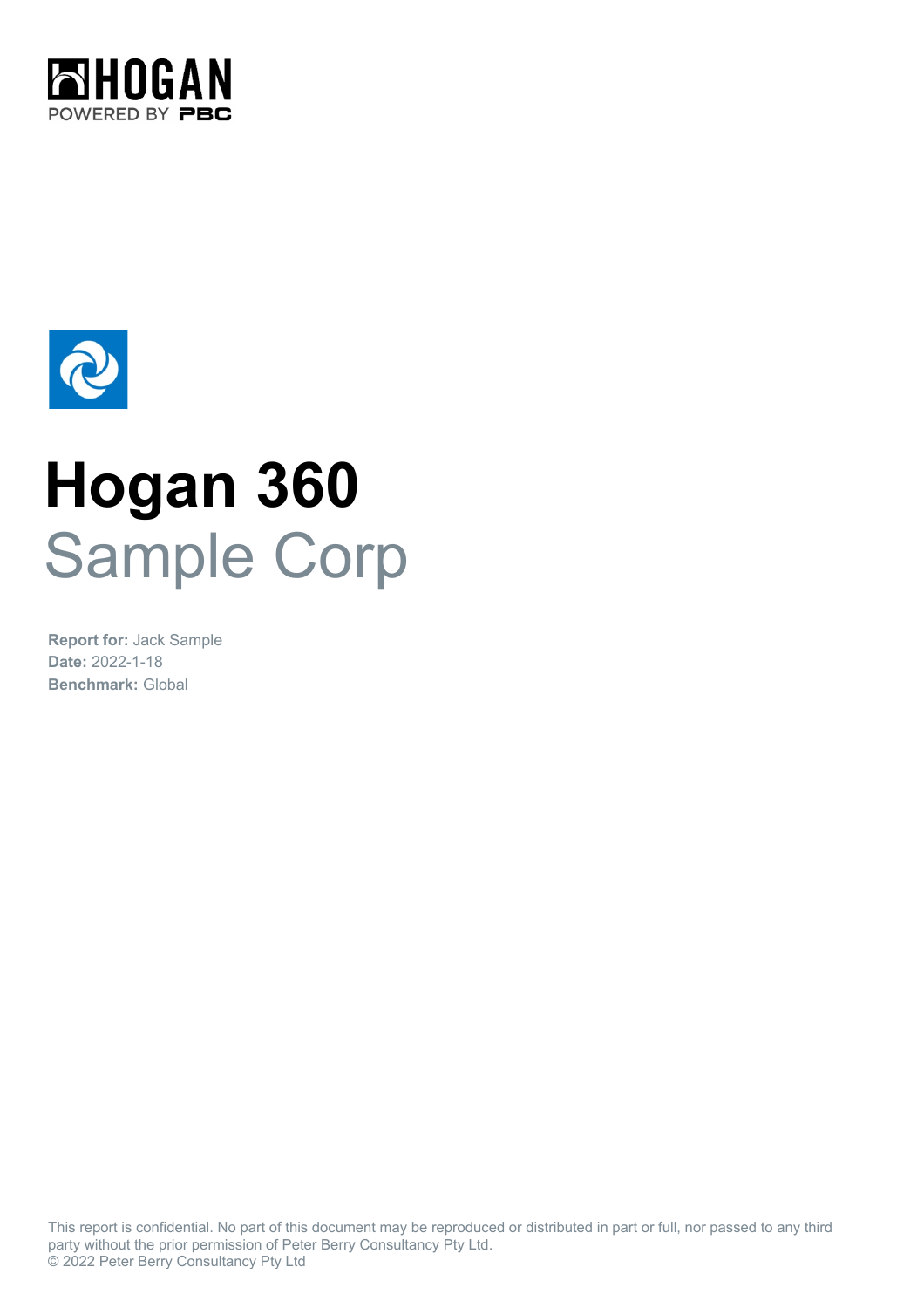# Hogan 360

## Sample Corp

**Report for:** Jack Sample
**Date:** 2022-1-18
**Benchmark:** Global

This report is confidential. No part of this document may be reproduced or distributed in part or full, nor passed to any third party without the prior permission of Peter Berry Consultancy Pty Ltd.
© 2022 Peter Berry Consultancy Pty Ltd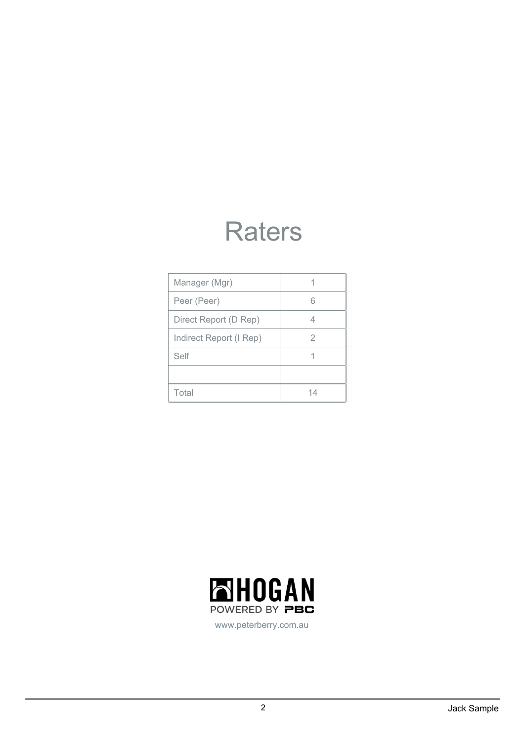# Raters

| | |
|---|---|
| Manager (Mgr) | 1 |
| Peer (Peer) | 6 |
| Direct Report (D Rep) | 4 |
| Indirect Report (I Rep) | 2 |
| Self | 1 |
| | |
| Total | 14 |

HOGAN
POWERED BY PBC
www.peterberry.com.au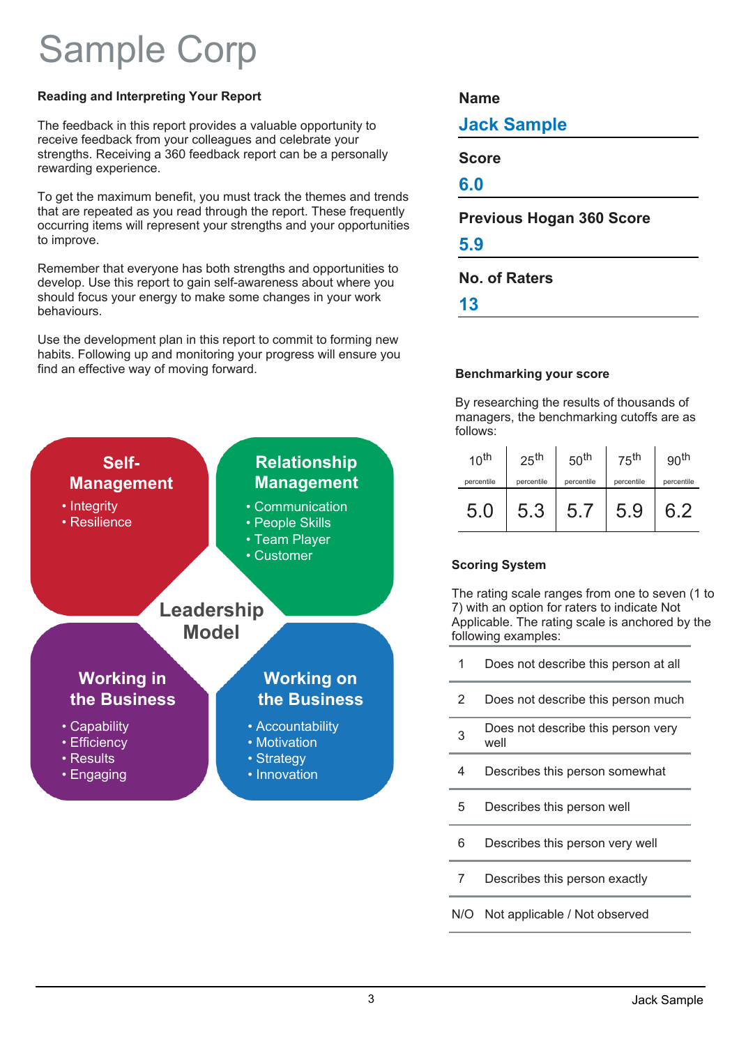# Sample Corp

**Reading and Interpreting Your Report**

The feedback in this report provides a valuable opportunity to receive feedback from your colleagues and celebrate your strengths. Receiving a 360 feedback report can be a personally rewarding experience.

To get the maximum benefit, you must track the themes and trends that are repeated as you read through the report. These frequently occurring items will represent your strengths and your opportunities to improve.

Remember that everyone has both strengths and opportunities to develop. Use this report to gain self-awareness about where you should focus your energy to make some changes in your work behaviours.

Use the development plan in this report to commit to forming new habits. Following up and monitoring your progress will ensure you find an effective way of moving forward.

**Leadership Model**

**Self-Management**
- Integrity
- Resilience

**Relationship Management**
- Communication
- People Skills
- Team Player
- Customer

**Working in the Business**
- Capability
- Efficiency
- Results
- Engaging

**Working on the Business**
- Accountability
- Motivation
- Strategy
- Innovation

**Name**

Jack Sample

**Score**

6.0

**Previous Hogan 360 Score**

5.9

**No. of Raters**

13

**Benchmarking your score**

By researching the results of thousands of managers, the benchmarking cutoffs are as follows:

| 10th percentile | 25th percentile | 50th percentile | 75th percentile | 90th percentile |
|---|---|---|---|---|
| 5.0 | 5.3 | 5.7 | 5.9 | 6.2 |

**Scoring System**

The rating scale ranges from one to seven (1 to 7) with an option for raters to indicate Not Applicable. The rating scale is anchored by the following examples:

| | |
|---|---|
| 1 | Does not describe this person at all |
| 2 | Does not describe this person much |
| 3 | Does not describe this person very well |
| 4 | Describes this person somewhat |
| 5 | Describes this person well |
| 6 | Describes this person very well |
| 7 | Describes this person exactly |
| N/O | Not applicable / Not observed |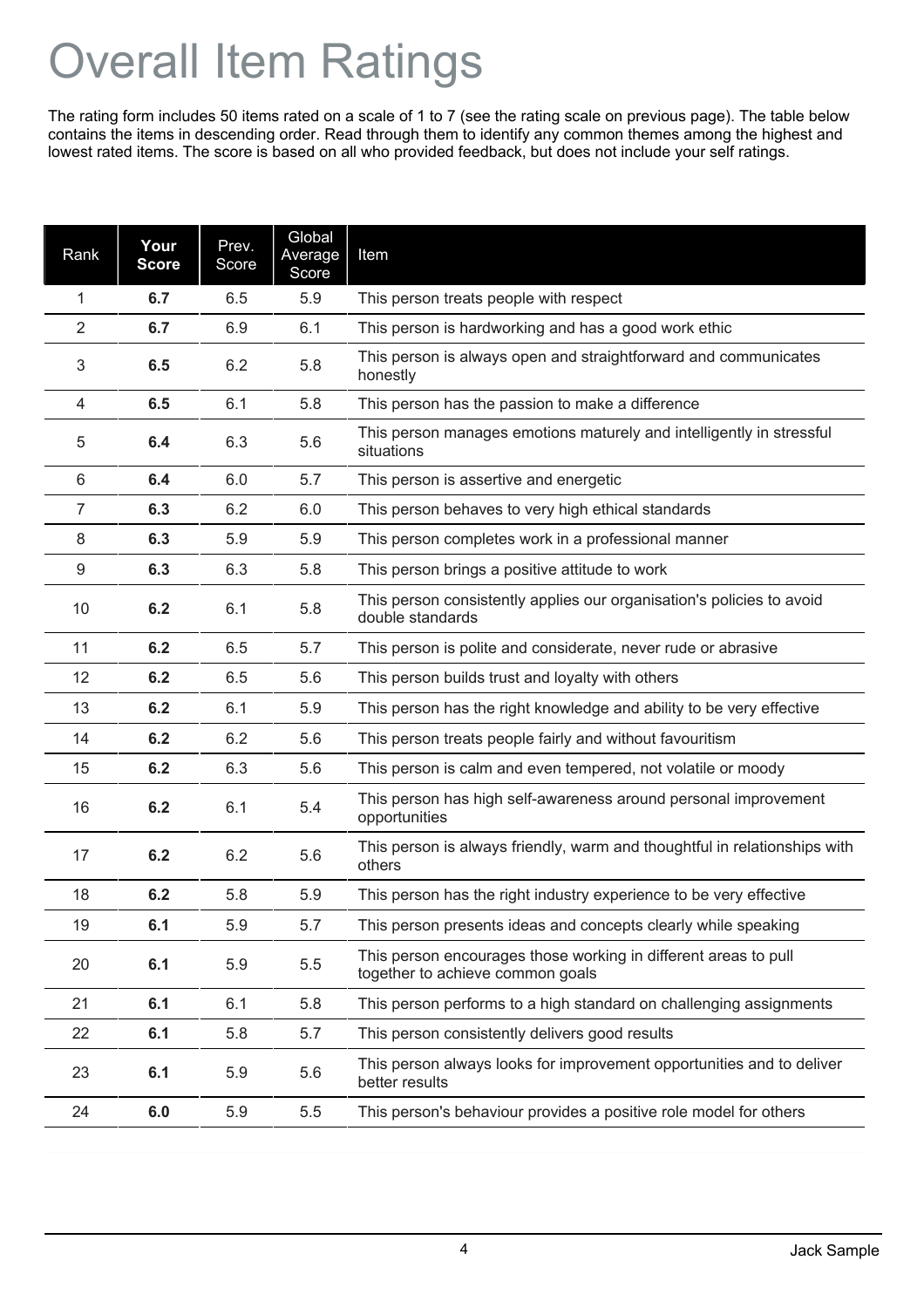# Overall Item Ratings

The rating form includes 50 items rated on a scale of 1 to 7 (see the rating scale on previous page). The table below contains the items in descending order. Read through them to identify any common themes among the highest and lowest rated items. The score is based on all who provided feedback, but does not include your self ratings.

| Rank | **Your Score** | Prev. Score | Global Average Score | Item |
|---|---|---|---|---|
| 1 | **6.7** | 6.5 | 5.9 | This person treats people with respect |
| 2 | **6.7** | 6.9 | 6.1 | This person is hardworking and has a good work ethic |
| 3 | **6.5** | 6.2 | 5.8 | This person is always open and straightforward and communicates honestly |
| 4 | **6.5** | 6.1 | 5.8 | This person has the passion to make a difference |
| 5 | **6.4** | 6.3 | 5.6 | This person manages emotions maturely and intelligently in stressful situations |
| 6 | **6.4** | 6.0 | 5.7 | This person is assertive and energetic |
| 7 | **6.3** | 6.2 | 6.0 | This person behaves to very high ethical standards |
| 8 | **6.3** | 5.9 | 5.9 | This person completes work in a professional manner |
| 9 | **6.3** | 6.3 | 5.8 | This person brings a positive attitude to work |
| 10 | **6.2** | 6.1 | 5.8 | This person consistently applies our organisation's policies to avoid double standards |
| 11 | **6.2** | 6.5 | 5.7 | This person is polite and considerate, never rude or abrasive |
| 12 | **6.2** | 6.5 | 5.6 | This person builds trust and loyalty with others |
| 13 | **6.2** | 6.1 | 5.9 | This person has the right knowledge and ability to be very effective |
| 14 | **6.2** | 6.2 | 5.6 | This person treats people fairly and without favouritism |
| 15 | **6.2** | 6.3 | 5.6 | This person is calm and even tempered, not volatile or moody |
| 16 | **6.2** | 6.1 | 5.4 | This person has high self-awareness around personal improvement opportunities |
| 17 | **6.2** | 6.2 | 5.6 | This person is always friendly, warm and thoughtful in relationships with others |
| 18 | **6.2** | 5.8 | 5.9 | This person has the right industry experience to be very effective |
| 19 | **6.1** | 5.9 | 5.7 | This person presents ideas and concepts clearly while speaking |
| 20 | **6.1** | 5.9 | 5.5 | This person encourages those working in different areas to pull together to achieve common goals |
| 21 | **6.1** | 6.1 | 5.8 | This person performs to a high standard on challenging assignments |
| 22 | **6.1** | 5.8 | 5.7 | This person consistently delivers good results |
| 23 | **6.1** | 5.9 | 5.6 | This person always looks for improvement opportunities and to deliver better results |
| 24 | **6.0** | 5.9 | 5.5 | This person's behaviour provides a positive role model for others |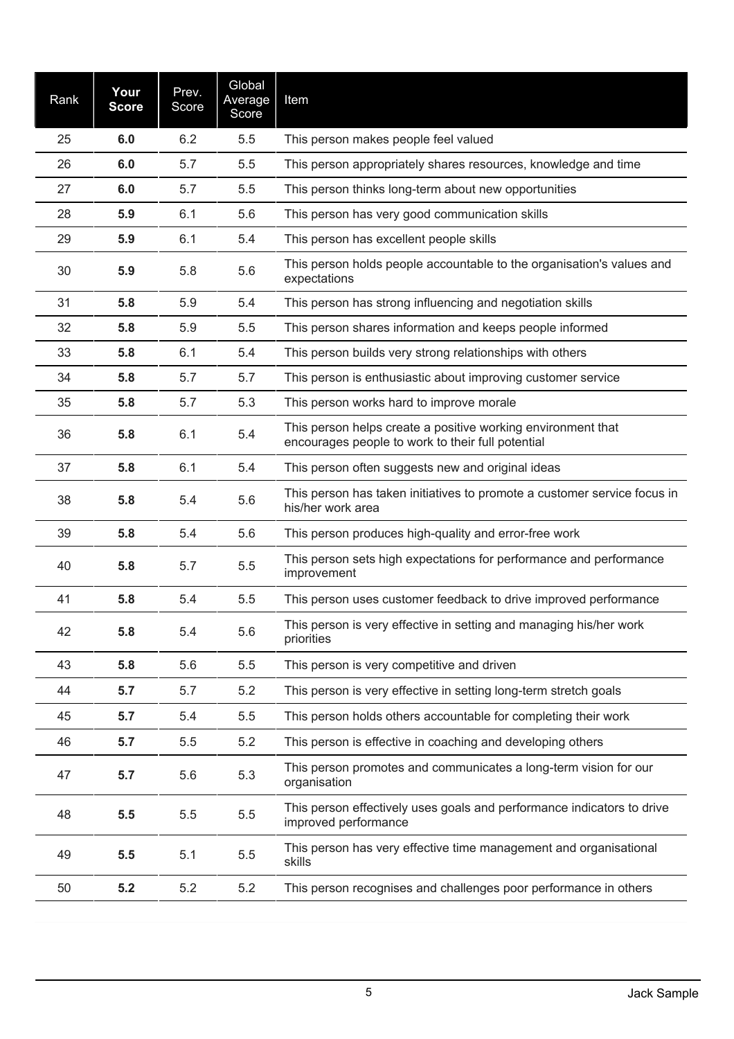| Rank | **Your Score** | Prev. Score | Global Average Score | Item |
|---|---|---|---|---|
| 25 | **6.0** | 6.2 | 5.5 | This person makes people feel valued |
| 26 | **6.0** | 5.7 | 5.5 | This person appropriately shares resources, knowledge and time |
| 27 | **6.0** | 5.7 | 5.5 | This person thinks long-term about new opportunities |
| 28 | **5.9** | 6.1 | 5.6 | This person has very good communication skills |
| 29 | **5.9** | 6.1 | 5.4 | This person has excellent people skills |
| 30 | **5.9** | 5.8 | 5.6 | This person holds people accountable to the organisation's values and expectations |
| 31 | **5.8** | 5.9 | 5.4 | This person has strong influencing and negotiation skills |
| 32 | **5.8** | 5.9 | 5.5 | This person shares information and keeps people informed |
| 33 | **5.8** | 6.1 | 5.4 | This person builds very strong relationships with others |
| 34 | **5.8** | 5.7 | 5.7 | This person is enthusiastic about improving customer service |
| 35 | **5.8** | 5.7 | 5.3 | This person works hard to improve morale |
| 36 | **5.8** | 6.1 | 5.4 | This person helps create a positive working environment that encourages people to work to their full potential |
| 37 | **5.8** | 6.1 | 5.4 | This person often suggests new and original ideas |
| 38 | **5.8** | 5.4 | 5.6 | This person has taken initiatives to promote a customer service focus in his/her work area |
| 39 | **5.8** | 5.4 | 5.6 | This person produces high-quality and error-free work |
| 40 | **5.8** | 5.7 | 5.5 | This person sets high expectations for performance and performance improvement |
| 41 | **5.8** | 5.4 | 5.5 | This person uses customer feedback to drive improved performance |
| 42 | **5.8** | 5.4 | 5.6 | This person is very effective in setting and managing his/her work priorities |
| 43 | **5.8** | 5.6 | 5.5 | This person is very competitive and driven |
| 44 | **5.7** | 5.7 | 5.2 | This person is very effective in setting long-term stretch goals |
| 45 | **5.7** | 5.4 | 5.5 | This person holds others accountable for completing their work |
| 46 | **5.7** | 5.5 | 5.2 | This person is effective in coaching and developing others |
| 47 | **5.7** | 5.6 | 5.3 | This person promotes and communicates a long-term vision for our organisation |
| 48 | **5.5** | 5.5 | 5.5 | This person effectively uses goals and performance indicators to drive improved performance |
| 49 | **5.5** | 5.1 | 5.5 | This person has very effective time management and organisational skills |
| 50 | **5.2** | 5.2 | 5.2 | This person recognises and challenges poor performance in others |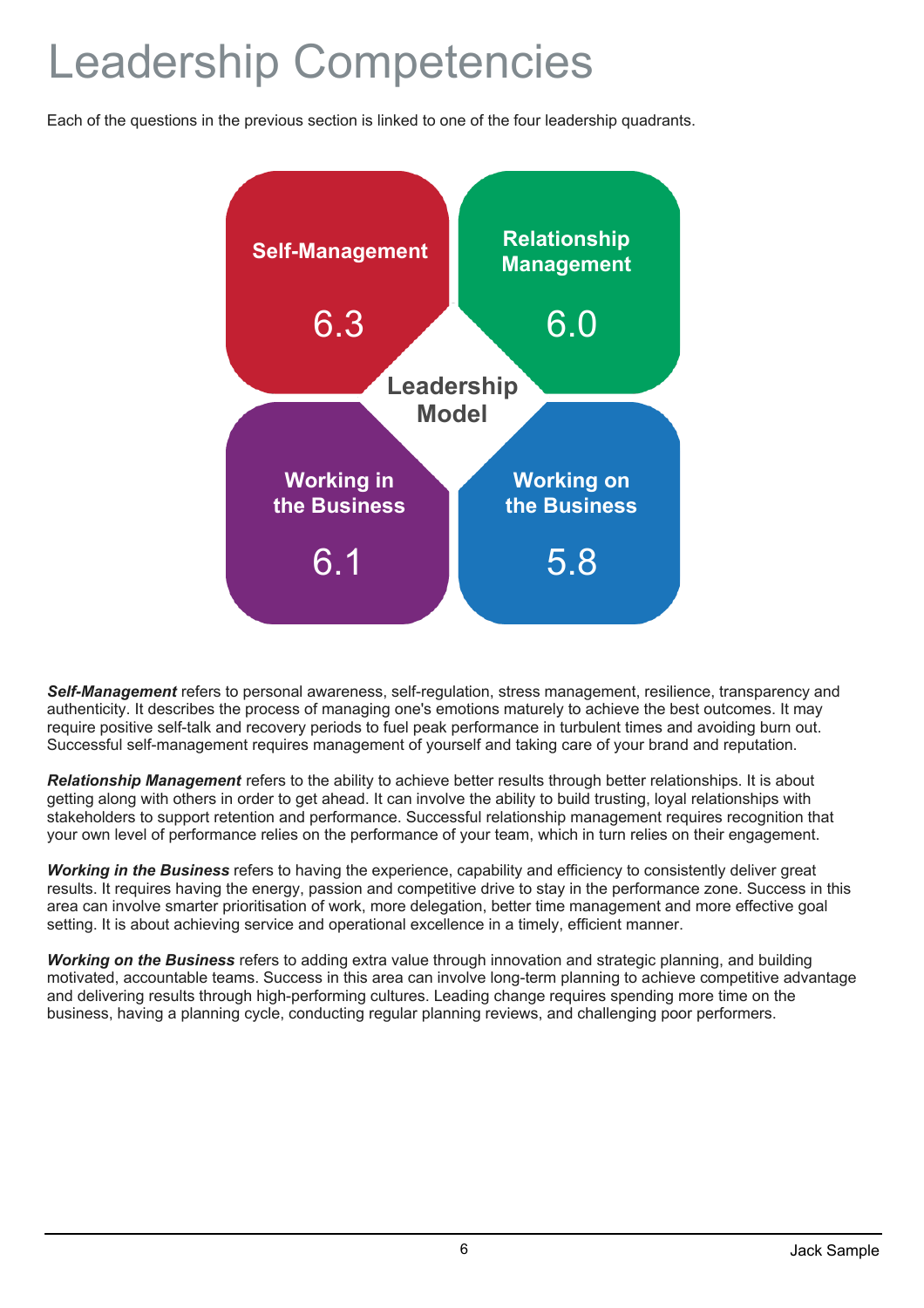# Leadership Competencies

Each of the questions in the previous section is linked to one of the four leadership quadrants.

**Leadership Model**

| Quadrant | Score |
| --- | --- |
| Self-Management | 6.3 |
| Relationship Management | 6.0 |
| Working in the Business | 6.1 |
| Working on the Business | 5.8 |

***Self-Management*** refers to personal awareness, self-regulation, stress management, resilience, transparency and authenticity. It describes the process of managing one's emotions maturely to achieve the best outcomes. It may require positive self-talk and recovery periods to fuel peak performance in turbulent times and avoiding burn out. Successful self-management requires management of yourself and taking care of your brand and reputation.

***Relationship Management*** refers to the ability to achieve better results through better relationships. It is about getting along with others in order to get ahead. It can involve the ability to build trusting, loyal relationships with stakeholders to support retention and performance. Successful relationship management requires recognition that your own level of performance relies on the performance of your team, which in turn relies on their engagement.

***Working in the Business*** refers to having the experience, capability and efficiency to consistently deliver great results. It requires having the energy, passion and competitive drive to stay in the performance zone. Success in this area can involve smarter prioritisation of work, more delegation, better time management and more effective goal setting. It is about achieving service and operational excellence in a timely, efficient manner.

***Working on the Business*** refers to adding extra value through innovation and strategic planning, and building motivated, accountable teams. Success in this area can involve long-term planning to achieve competitive advantage and delivering results through high-performing cultures. Leading change requires spending more time on the business, having a planning cycle, conducting regular planning reviews, and challenging poor performers.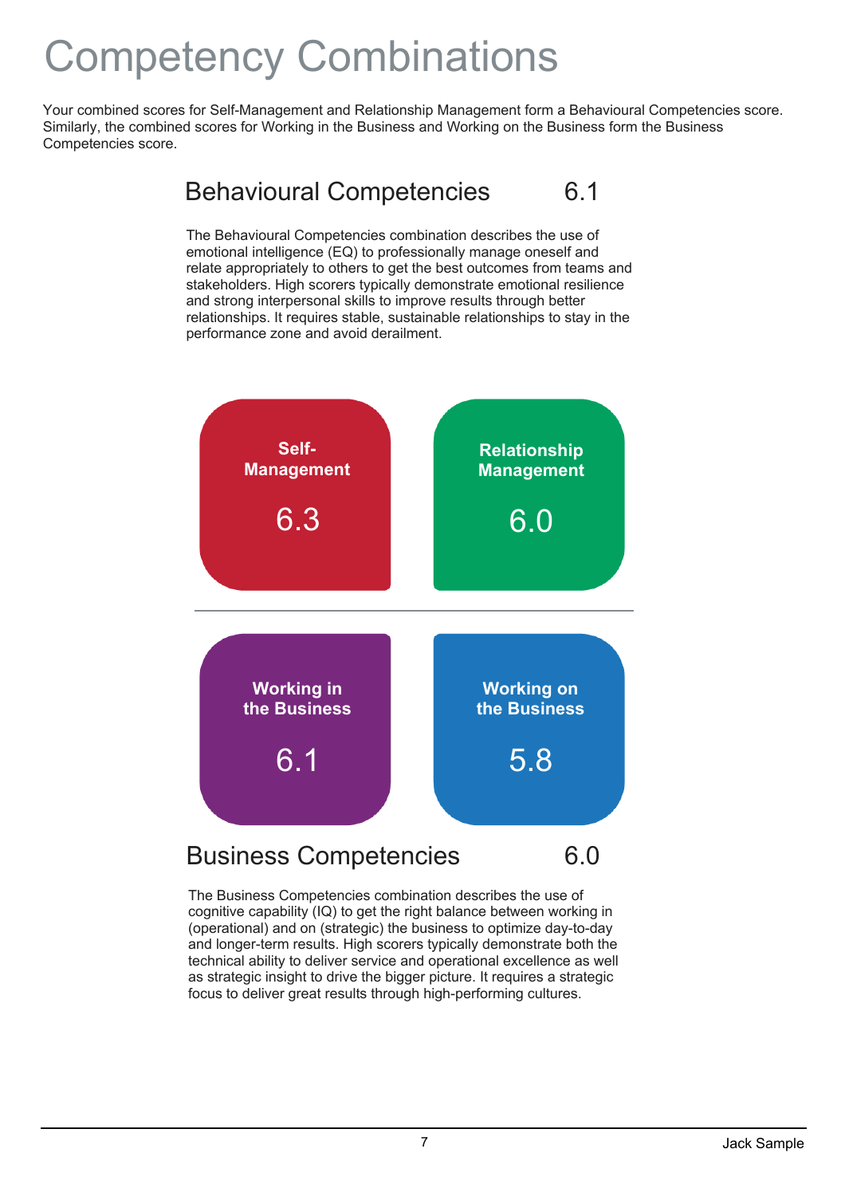# Competency Combinations

Your combined scores for Self-Management and Relationship Management form a Behavioural Competencies score. Similarly, the combined scores for Working in the Business and Working on the Business form the Business Competencies score.

## Behavioural Competencies 6.1

The Behavioural Competencies combination describes the use of emotional intelligence (EQ) to professionally manage oneself and relate appropriately to others to get the best outcomes from teams and stakeholders. High scorers typically demonstrate emotional resilience and strong interpersonal skills to improve results through better relationships. It requires stable, sustainable relationships to stay in the performance zone and avoid derailment.

| Self-Management | Relationship Management |
|---|---|
| 6.3 | 6.0 |

| Working in the Business | Working on the Business |
|---|---|
| 6.1 | 5.8 |

## Business Competencies 6.0

The Business Competencies combination describes the use of cognitive capability (IQ) to get the right balance between working in (operational) and on (strategic) the business to optimize day-to-day and longer-term results. High scorers typically demonstrate both the technical ability to deliver service and operational excellence as well as strategic insight to drive the bigger picture. It requires a strategic focus to deliver great results through high-performing cultures.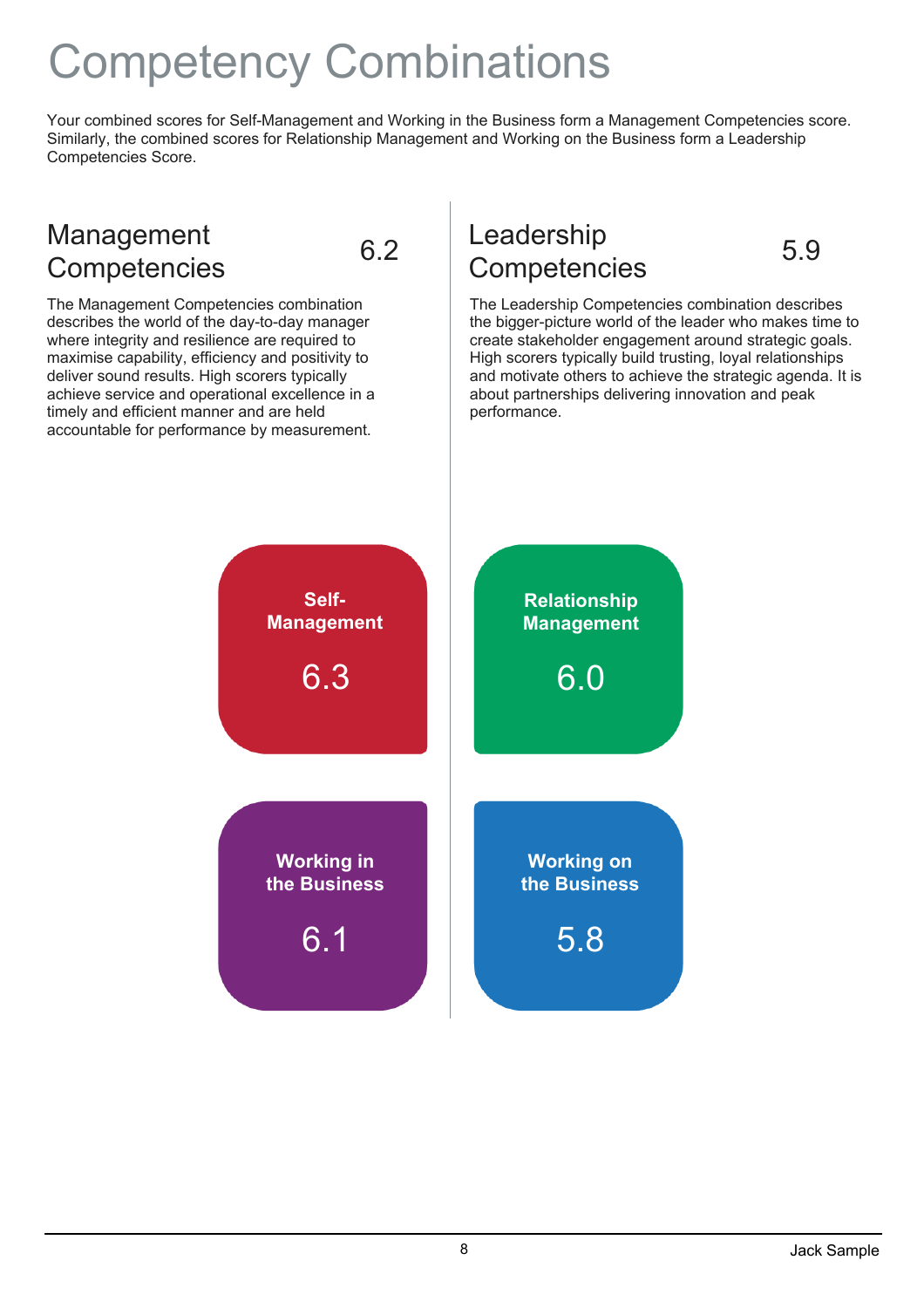# Competency Combinations

Your combined scores for Self-Management and Working in the Business form a Management Competencies score. Similarly, the combined scores for Relationship Management and Working on the Business form a Leadership Competencies Score.

## Management Competencies 6.2

The Management Competencies combination describes the world of the day-to-day manager where integrity and resilience are required to maximise capability, efficiency and positivity to deliver sound results. High scorers typically achieve service and operational excellence in a timely and efficient manner and are held accountable for performance by measurement.

## Leadership Competencies 5.9

The Leadership Competencies combination describes the bigger-picture world of the leader who makes time to create stakeholder engagement around strategic goals. High scorers typically build trusting, loyal relationships and motivate others to achieve the strategic agenda. It is about partnerships delivering innovation and peak performance.

**Self-Management**

6.3

**Relationship Management**

6.0

**Working in the Business**

6.1

**Working on the Business**

5.8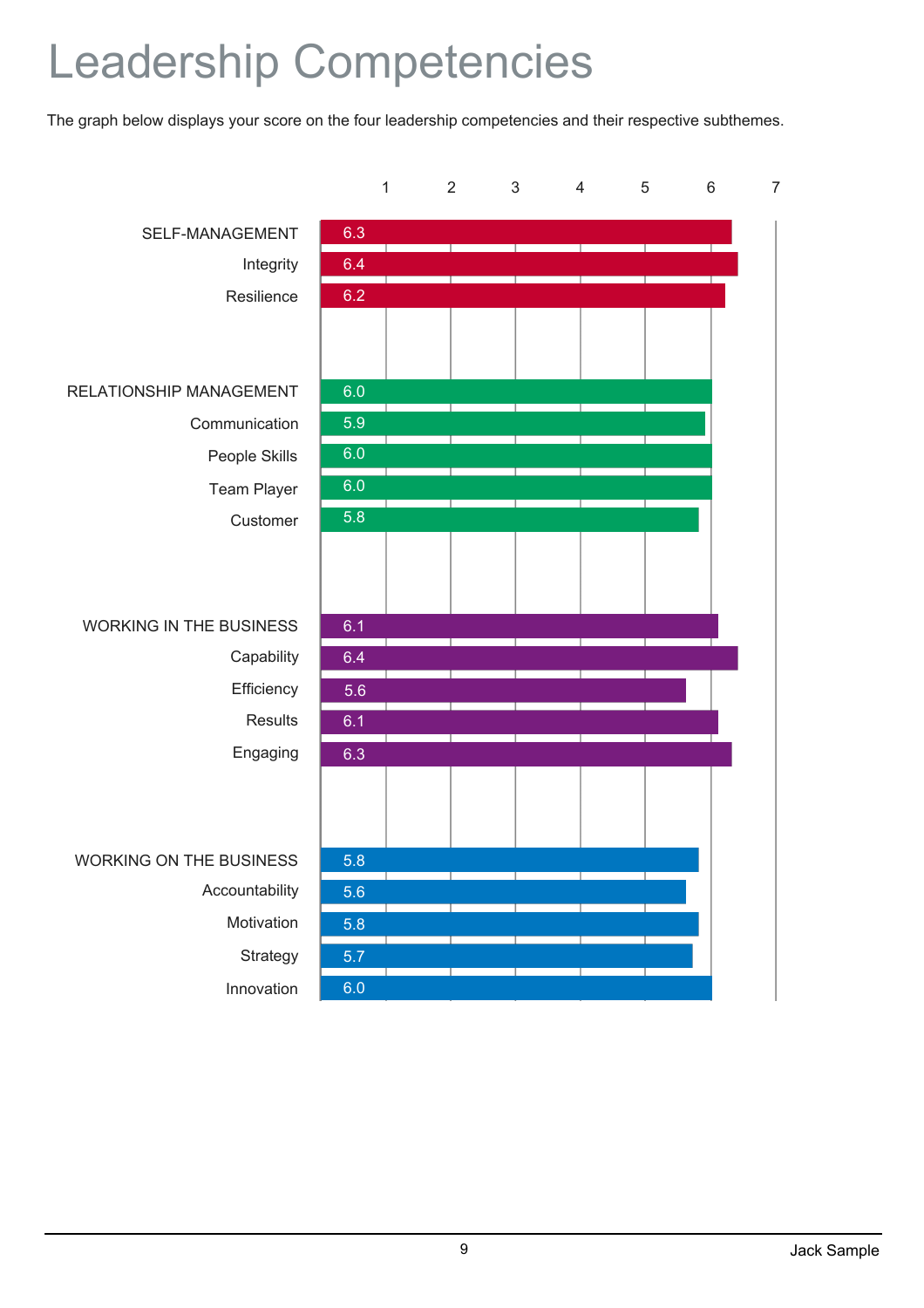# Leadership Competencies

The graph below displays your score on the four leadership competencies and their respective subthemes.

| Competency | Score |
|---|---|
| SELF-MANAGEMENT | 6.3 |
| Integrity | 6.4 |
| Resilience | 6.2 |
| RELATIONSHIP MANAGEMENT | 6.0 |
| Communication | 5.9 |
| People Skills | 6.0 |
| Team Player | 6.0 |
| Customer | 5.8 |
| WORKING IN THE BUSINESS | 6.1 |
| Capability | 6.4 |
| Efficiency | 5.6 |
| Results | 6.1 |
| Engaging | 6.3 |
| WORKING ON THE BUSINESS | 5.8 |
| Accountability | 5.6 |
| Motivation | 5.8 |
| Strategy | 5.7 |
| Innovation | 6.0 |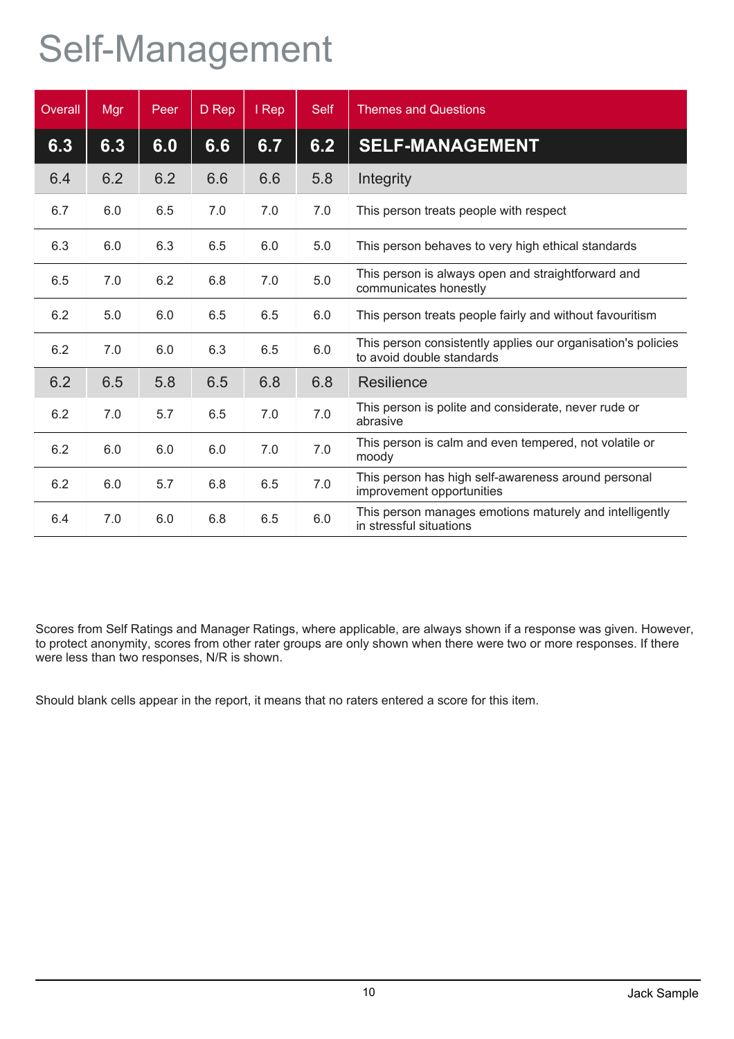# Self-Management

| Overall | Mgr | Peer | D Rep | I Rep | Self | Themes and Questions |
|---|---|---|---|---|---|---|
| **6.3** | **6.3** | **6.0** | **6.6** | **6.7** | **6.2** | **SELF-MANAGEMENT** |
| 6.4 | 6.2 | 6.2 | 6.6 | 6.6 | 5.8 | Integrity |
| 6.7 | 6.0 | 6.5 | 7.0 | 7.0 | 7.0 | This person treats people with respect |
| 6.3 | 6.0 | 6.3 | 6.5 | 6.0 | 5.0 | This person behaves to very high ethical standards |
| 6.5 | 7.0 | 6.2 | 6.8 | 7.0 | 5.0 | This person is always open and straightforward and communicates honestly |
| 6.2 | 5.0 | 6.0 | 6.5 | 6.5 | 6.0 | This person treats people fairly and without favouritism |
| 6.2 | 7.0 | 6.0 | 6.3 | 6.5 | 6.0 | This person consistently applies our organisation's policies to avoid double standards |
| 6.2 | 6.5 | 5.8 | 6.5 | 6.8 | 6.8 | Resilience |
| 6.2 | 7.0 | 5.7 | 6.5 | 7.0 | 7.0 | This person is polite and considerate, never rude or abrasive |
| 6.2 | 6.0 | 6.0 | 6.0 | 7.0 | 7.0 | This person is calm and even tempered, not volatile or moody |
| 6.2 | 6.0 | 5.7 | 6.8 | 6.5 | 7.0 | This person has high self-awareness around personal improvement opportunities |
| 6.4 | 7.0 | 6.0 | 6.8 | 6.5 | 6.0 | This person manages emotions maturely and intelligently in stressful situations |

Scores from Self Ratings and Manager Ratings, where applicable, are always shown if a response was given. However, to protect anonymity, scores from other rater groups are only shown when there were two or more responses. If there were less than two responses, N/R is shown.

Should blank cells appear in the report, it means that no raters entered a score for this item.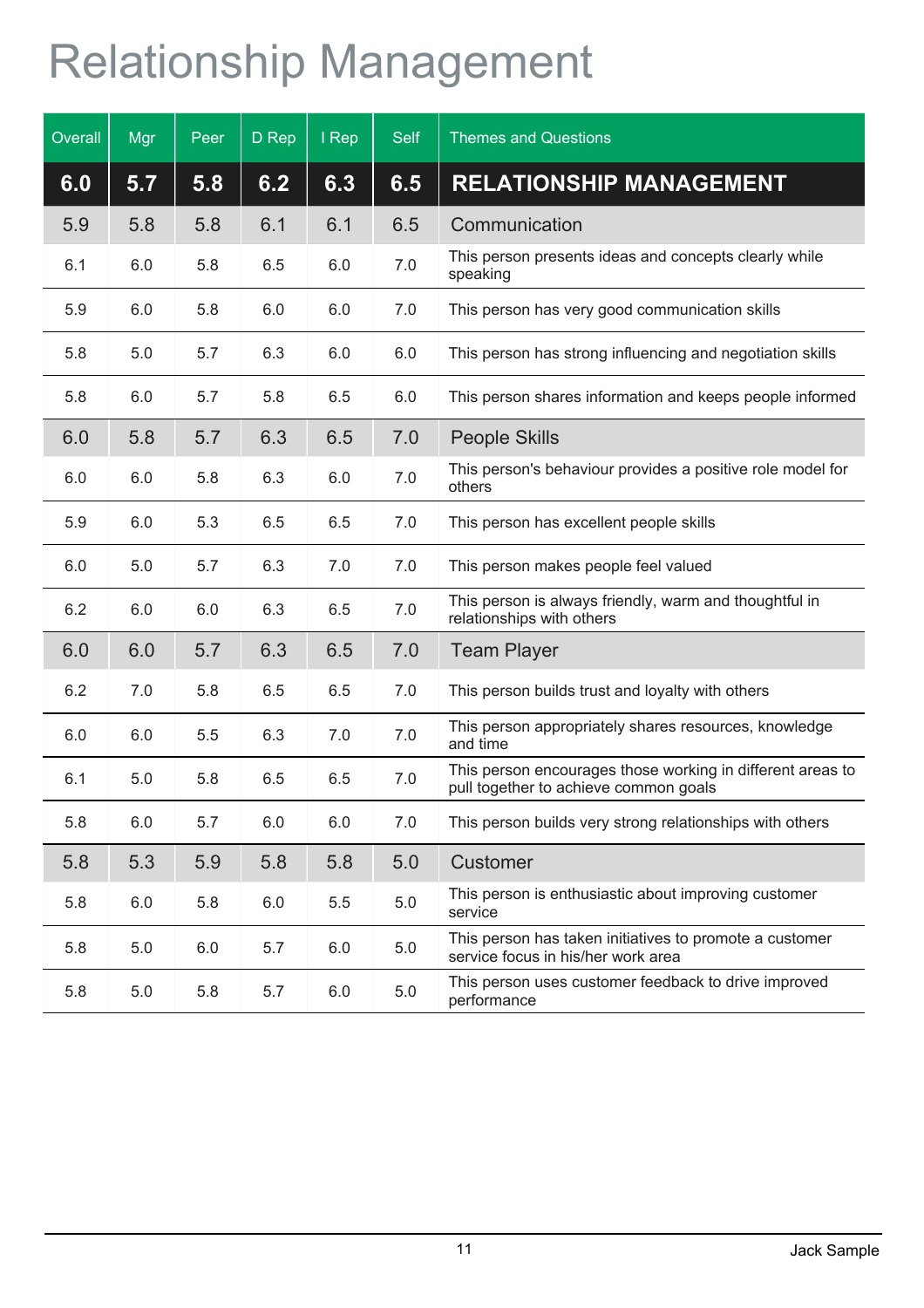# Relationship Management

| Overall | Mgr | Peer | D Rep | I Rep | Self | Themes and Questions |
|---|---|---|---|---|---|---|
| **6.0** | **5.7** | **5.8** | **6.2** | **6.3** | **6.5** | **RELATIONSHIP MANAGEMENT** |
| 5.9 | 5.8 | 5.8 | 6.1 | 6.1 | 6.5 | Communication |
| 6.1 | 6.0 | 5.8 | 6.5 | 6.0 | 7.0 | This person presents ideas and concepts clearly while speaking |
| 5.9 | 6.0 | 5.8 | 6.0 | 6.0 | 7.0 | This person has very good communication skills |
| 5.8 | 5.0 | 5.7 | 6.3 | 6.0 | 6.0 | This person has strong influencing and negotiation skills |
| 5.8 | 6.0 | 5.7 | 5.8 | 6.5 | 6.0 | This person shares information and keeps people informed |
| 6.0 | 5.8 | 5.7 | 6.3 | 6.5 | 7.0 | People Skills |
| 6.0 | 6.0 | 5.8 | 6.3 | 6.0 | 7.0 | This person's behaviour provides a positive role model for others |
| 5.9 | 6.0 | 5.3 | 6.5 | 6.5 | 7.0 | This person has excellent people skills |
| 6.0 | 5.0 | 5.7 | 6.3 | 7.0 | 7.0 | This person makes people feel valued |
| 6.2 | 6.0 | 6.0 | 6.3 | 6.5 | 7.0 | This person is always friendly, warm and thoughtful in relationships with others |
| 6.0 | 6.0 | 5.7 | 6.3 | 6.5 | 7.0 | Team Player |
| 6.2 | 7.0 | 5.8 | 6.5 | 6.5 | 7.0 | This person builds trust and loyalty with others |
| 6.0 | 6.0 | 5.5 | 6.3 | 7.0 | 7.0 | This person appropriately shares resources, knowledge and time |
| 6.1 | 5.0 | 5.8 | 6.5 | 6.5 | 7.0 | This person encourages those working in different areas to pull together to achieve common goals |
| 5.8 | 6.0 | 5.7 | 6.0 | 6.0 | 7.0 | This person builds very strong relationships with others |
| 5.8 | 5.3 | 5.9 | 5.8 | 5.8 | 5.0 | Customer |
| 5.8 | 6.0 | 5.8 | 6.0 | 5.5 | 5.0 | This person is enthusiastic about improving customer service |
| 5.8 | 5.0 | 6.0 | 5.7 | 6.0 | 5.0 | This person has taken initiatives to promote a customer service focus in his/her work area |
| 5.8 | 5.0 | 5.8 | 5.7 | 6.0 | 5.0 | This person uses customer feedback to drive improved performance |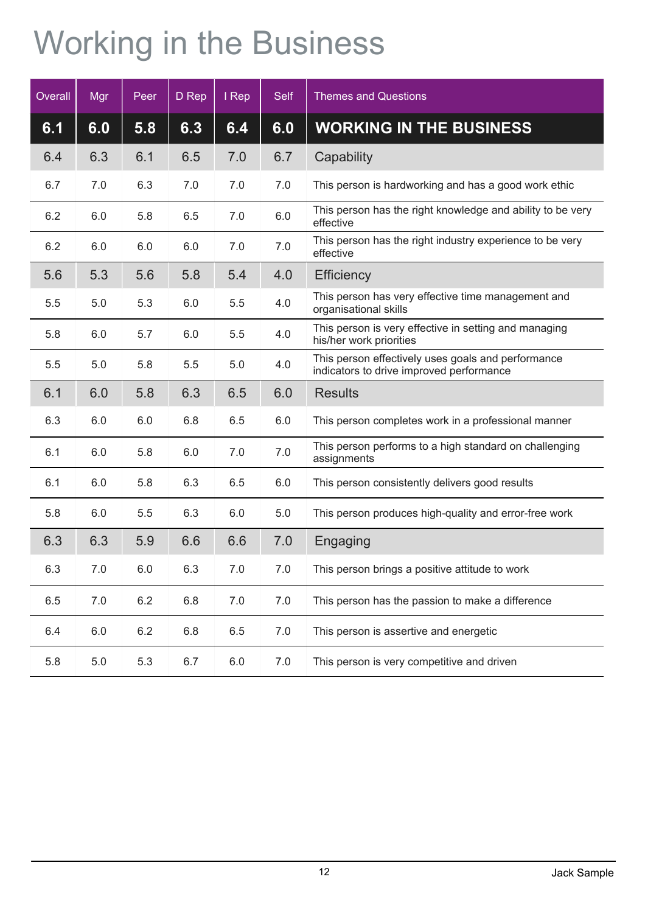# Working in the Business

| Overall | Mgr | Peer | D Rep | I Rep | Self | Themes and Questions |
|---|---|---|---|---|---|---|
| **6.1** | **6.0** | **5.8** | **6.3** | **6.4** | **6.0** | **WORKING IN THE BUSINESS** |
| 6.4 | 6.3 | 6.1 | 6.5 | 7.0 | 6.7 | Capability |
| 6.7 | 7.0 | 6.3 | 7.0 | 7.0 | 7.0 | This person is hardworking and has a good work ethic |
| 6.2 | 6.0 | 5.8 | 6.5 | 7.0 | 6.0 | This person has the right knowledge and ability to be very effective |
| 6.2 | 6.0 | 6.0 | 6.0 | 7.0 | 7.0 | This person has the right industry experience to be very effective |
| 5.6 | 5.3 | 5.6 | 5.8 | 5.4 | 4.0 | Efficiency |
| 5.5 | 5.0 | 5.3 | 6.0 | 5.5 | 4.0 | This person has very effective time management and organisational skills |
| 5.8 | 6.0 | 5.7 | 6.0 | 5.5 | 4.0 | This person is very effective in setting and managing his/her work priorities |
| 5.5 | 5.0 | 5.8 | 5.5 | 5.0 | 4.0 | This person effectively uses goals and performance indicators to drive improved performance |
| 6.1 | 6.0 | 5.8 | 6.3 | 6.5 | 6.0 | Results |
| 6.3 | 6.0 | 6.0 | 6.8 | 6.5 | 6.0 | This person completes work in a professional manner |
| 6.1 | 6.0 | 5.8 | 6.0 | 7.0 | 7.0 | This person performs to a high standard on challenging assignments |
| 6.1 | 6.0 | 5.8 | 6.3 | 6.5 | 6.0 | This person consistently delivers good results |
| 5.8 | 6.0 | 5.5 | 6.3 | 6.0 | 5.0 | This person produces high-quality and error-free work |
| 6.3 | 6.3 | 5.9 | 6.6 | 6.6 | 7.0 | Engaging |
| 6.3 | 7.0 | 6.0 | 6.3 | 7.0 | 7.0 | This person brings a positive attitude to work |
| 6.5 | 7.0 | 6.2 | 6.8 | 7.0 | 7.0 | This person has the passion to make a difference |
| 6.4 | 6.0 | 6.2 | 6.8 | 6.5 | 7.0 | This person is assertive and energetic |
| 5.8 | 5.0 | 5.3 | 6.7 | 6.0 | 7.0 | This person is very competitive and driven |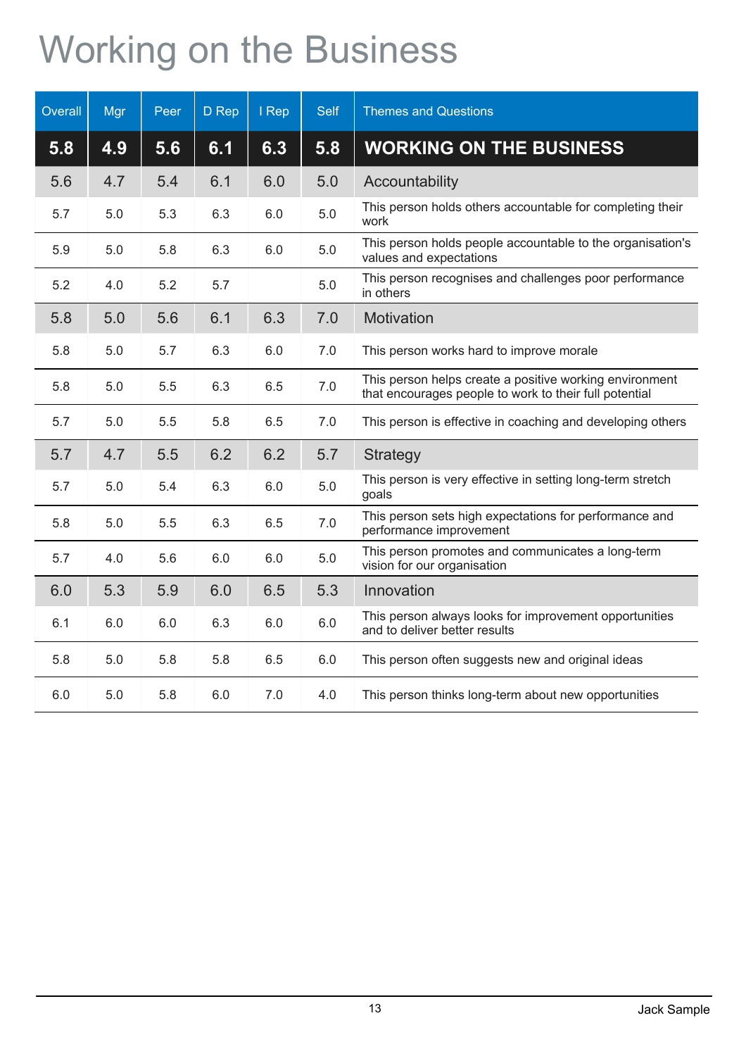# Working on the Business

| Overall | Mgr | Peer | D Rep | I Rep | Self | Themes and Questions |
|---|---|---|---|---|---|---|
| **5.8** | **4.9** | **5.6** | **6.1** | **6.3** | **5.8** | **WORKING ON THE BUSINESS** |
| 5.6 | 4.7 | 5.4 | 6.1 | 6.0 | 5.0 | Accountability |
| 5.7 | 5.0 | 5.3 | 6.3 | 6.0 | 5.0 | This person holds others accountable for completing their work |
| 5.9 | 5.0 | 5.8 | 6.3 | 6.0 | 5.0 | This person holds people accountable to the organisation's values and expectations |
| 5.2 | 4.0 | 5.2 | 5.7 | | 5.0 | This person recognises and challenges poor performance in others |
| 5.8 | 5.0 | 5.6 | 6.1 | 6.3 | 7.0 | Motivation |
| 5.8 | 5.0 | 5.7 | 6.3 | 6.0 | 7.0 | This person works hard to improve morale |
| 5.8 | 5.0 | 5.5 | 6.3 | 6.5 | 7.0 | This person helps create a positive working environment that encourages people to work to their full potential |
| 5.7 | 5.0 | 5.5 | 5.8 | 6.5 | 7.0 | This person is effective in coaching and developing others |
| 5.7 | 4.7 | 5.5 | 6.2 | 6.2 | 5.7 | Strategy |
| 5.7 | 5.0 | 5.4 | 6.3 | 6.0 | 5.0 | This person is very effective in setting long-term stretch goals |
| 5.8 | 5.0 | 5.5 | 6.3 | 6.5 | 7.0 | This person sets high expectations for performance and performance improvement |
| 5.7 | 4.0 | 5.6 | 6.0 | 6.0 | 5.0 | This person promotes and communicates a long-term vision for our organisation |
| 6.0 | 5.3 | 5.9 | 6.0 | 6.5 | 5.3 | Innovation |
| 6.1 | 6.0 | 6.0 | 6.3 | 6.0 | 6.0 | This person always looks for improvement opportunities and to deliver better results |
| 5.8 | 5.0 | 5.8 | 5.8 | 6.5 | 6.0 | This person often suggests new and original ideas |
| 6.0 | 5.0 | 5.8 | 6.0 | 7.0 | 4.0 | This person thinks long-term about new opportunities |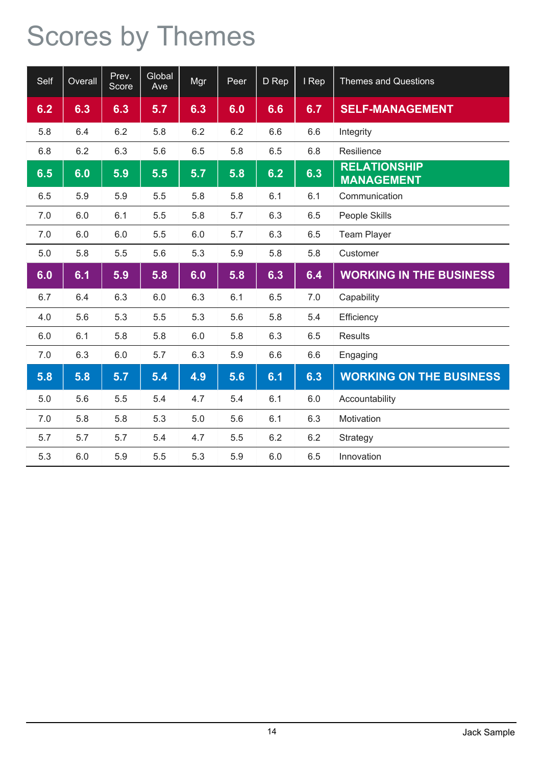# Scores by Themes

| Self | Overall | Prev. Score | Global Ave | Mgr | Peer | D Rep | I Rep | Themes and Questions |
|---|---|---|---|---|---|---|---|---|
| **6.2** | **6.3** | **6.3** | **5.7** | **6.3** | **6.0** | **6.6** | **6.7** | **SELF-MANAGEMENT** |
| 5.8 | 6.4 | 6.2 | 5.8 | 6.2 | 6.2 | 6.6 | 6.6 | Integrity |
| 6.8 | 6.2 | 6.3 | 5.6 | 6.5 | 5.8 | 6.5 | 6.8 | Resilience |
| **6.5** | **6.0** | **5.9** | **5.5** | **5.7** | **5.8** | **6.2** | **6.3** | **RELATIONSHIP MANAGEMENT** |
| 6.5 | 5.9 | 5.9 | 5.5 | 5.8 | 5.8 | 6.1 | 6.1 | Communication |
| 7.0 | 6.0 | 6.1 | 5.5 | 5.8 | 5.7 | 6.3 | 6.5 | People Skills |
| 7.0 | 6.0 | 6.0 | 5.5 | 6.0 | 5.7 | 6.3 | 6.5 | Team Player |
| 5.0 | 5.8 | 5.5 | 5.6 | 5.3 | 5.9 | 5.8 | 5.8 | Customer |
| **6.0** | **6.1** | **5.9** | **5.8** | **6.0** | **5.8** | **6.3** | **6.4** | **WORKING IN THE BUSINESS** |
| 6.7 | 6.4 | 6.3 | 6.0 | 6.3 | 6.1 | 6.5 | 7.0 | Capability |
| 4.0 | 5.6 | 5.3 | 5.5 | 5.3 | 5.6 | 5.8 | 5.4 | Efficiency |
| 6.0 | 6.1 | 5.8 | 5.8 | 6.0 | 5.8 | 6.3 | 6.5 | Results |
| 7.0 | 6.3 | 6.0 | 5.7 | 6.3 | 5.9 | 6.6 | 6.6 | Engaging |
| **5.8** | **5.8** | **5.7** | **5.4** | **4.9** | **5.6** | **6.1** | **6.3** | **WORKING ON THE BUSINESS** |
| 5.0 | 5.6 | 5.5 | 5.4 | 4.7 | 5.4 | 6.1 | 6.0 | Accountability |
| 7.0 | 5.8 | 5.8 | 5.3 | 5.0 | 5.6 | 6.1 | 6.3 | Motivation |
| 5.7 | 5.7 | 5.7 | 5.4 | 4.7 | 5.5 | 6.2 | 6.2 | Strategy |
| 5.3 | 6.0 | 5.9 | 5.5 | 5.3 | 5.9 | 6.0 | 6.5 | Innovation |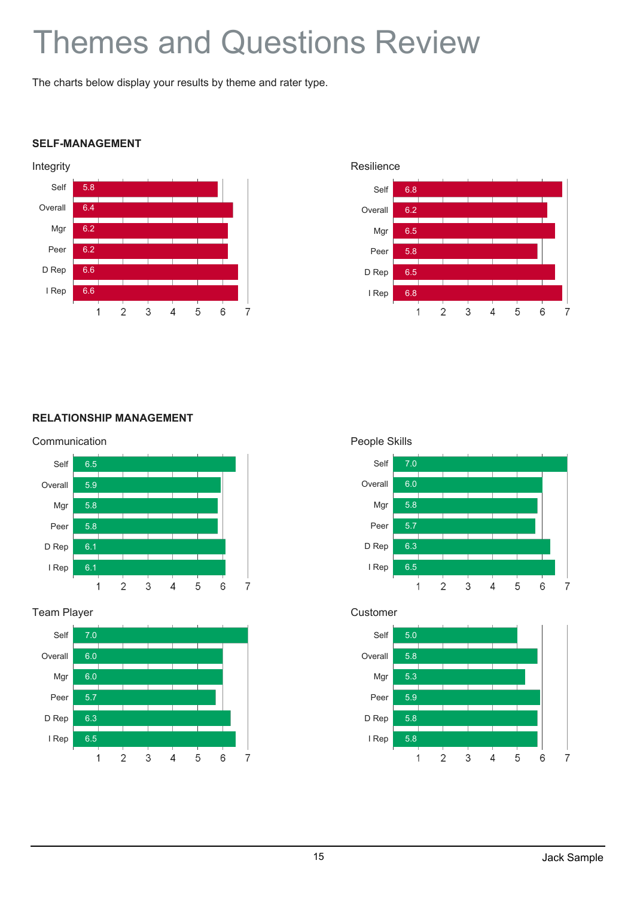# Themes and Questions Review

The charts below display your results by theme and rater type.

## SELF-MANAGEMENT

### Integrity

| Rater | Score |
|---|---|
| Self | 5.8 |
| Overall | 6.4 |
| Mgr | 6.2 |
| Peer | 6.2 |
| D Rep | 6.6 |
| I Rep | 6.6 |

### Resilience

| Rater | Score |
|---|---|
| Self | 6.8 |
| Overall | 6.2 |
| Mgr | 6.5 |
| Peer | 5.8 |
| D Rep | 6.5 |
| I Rep | 6.8 |

## RELATIONSHIP MANAGEMENT

### Communication

| Rater | Score |
|---|---|
| Self | 6.5 |
| Overall | 5.9 |
| Mgr | 5.8 |
| Peer | 5.8 |
| D Rep | 6.1 |
| I Rep | 6.1 |

### People Skills

| Rater | Score |
|---|---|
| Self | 7.0 |
| Overall | 6.0 |
| Mgr | 5.8 |
| Peer | 5.7 |
| D Rep | 6.3 |
| I Rep | 6.5 |

### Team Player

| Rater | Score |
|---|---|
| Self | 7.0 |
| Overall | 6.0 |
| Mgr | 6.0 |
| Peer | 5.7 |
| D Rep | 6.3 |
| I Rep | 6.5 |

### Customer

| Rater | Score |
|---|---|
| Self | 5.0 |
| Overall | 5.8 |
| Mgr | 5.3 |
| Peer | 5.9 |
| D Rep | 5.8 |
| I Rep | 5.8 |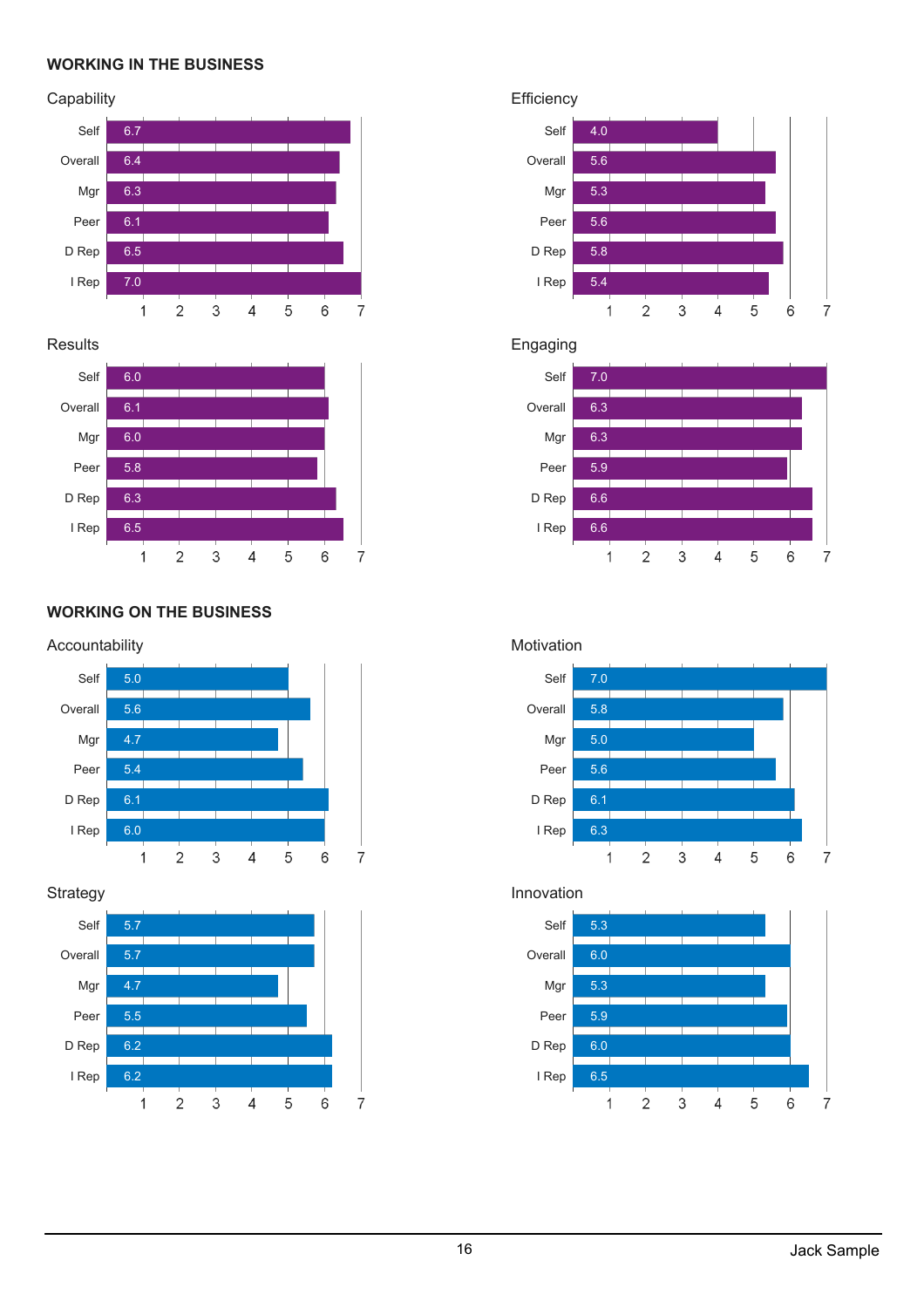## WORKING IN THE BUSINESS

### Capability

| Rater | Score |
|---|---|
| Self | 6.7 |
| Overall | 6.4 |
| Mgr | 6.3 |
| Peer | 6.1 |
| D Rep | 6.5 |
| I Rep | 7.0 |

### Efficiency

| Rater | Score |
|---|---|
| Self | 4.0 |
| Overall | 5.6 |
| Mgr | 5.3 |
| Peer | 5.6 |
| D Rep | 5.8 |
| I Rep | 5.4 |

### Results

| Rater | Score |
|---|---|
| Self | 6.0 |
| Overall | 6.1 |
| Mgr | 6.0 |
| Peer | 5.8 |
| D Rep | 6.3 |
| I Rep | 6.5 |

### Engaging

| Rater | Score |
|---|---|
| Self | 7.0 |
| Overall | 6.3 |
| Mgr | 6.3 |
| Peer | 5.9 |
| D Rep | 6.6 |
| I Rep | 6.6 |

## WORKING ON THE BUSINESS

### Accountability

| Rater | Score |
|---|---|
| Self | 5.0 |
| Overall | 5.6 |
| Mgr | 4.7 |
| Peer | 5.4 |
| D Rep | 6.1 |
| I Rep | 6.0 |

### Motivation

| Rater | Score |
|---|---|
| Self | 7.0 |
| Overall | 5.8 |
| Mgr | 5.0 |
| Peer | 5.6 |
| D Rep | 6.1 |
| I Rep | 6.3 |

### Strategy

| Rater | Score |
|---|---|
| Self | 5.7 |
| Overall | 5.7 |
| Mgr | 4.7 |
| Peer | 5.5 |
| D Rep | 6.2 |
| I Rep | 6.2 |

### Innovation

| Rater | Score |
|---|---|
| Self | 5.3 |
| Overall | 6.0 |
| Mgr | 5.3 |
| Peer | 5.9 |
| D Rep | 6.0 |
| I Rep | 6.5 |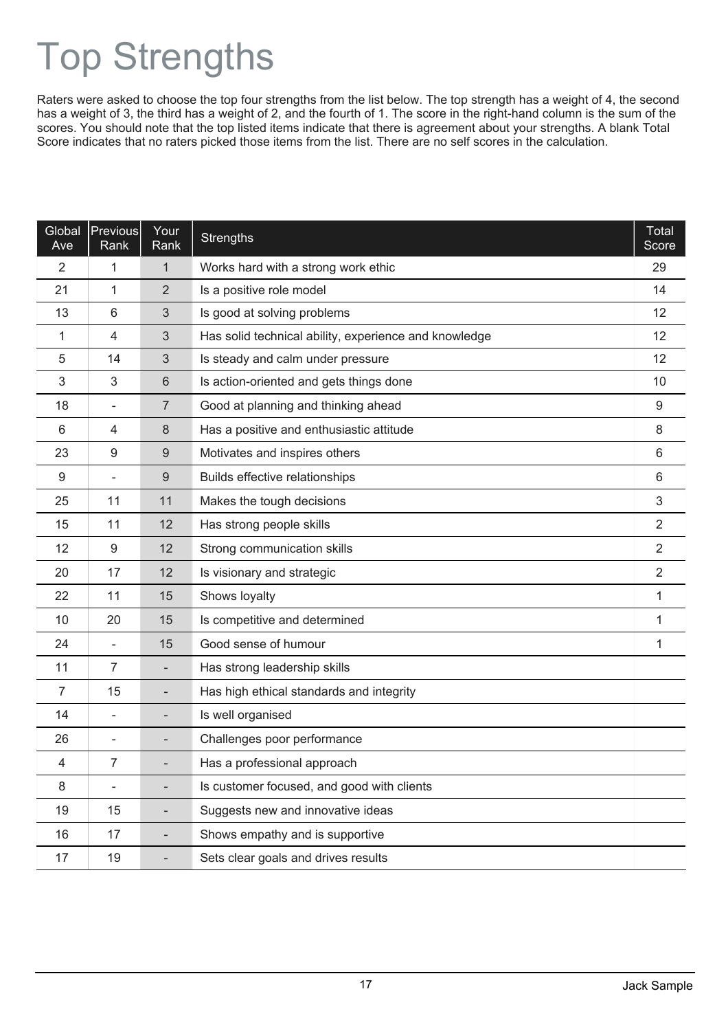# Top Strengths

Raters were asked to choose the top four strengths from the list below. The top strength has a weight of 4, the second has a weight of 3, the third has a weight of 2, and the fourth of 1. The score in the right-hand column is the sum of the scores. You should note that the top listed items indicate that there is agreement about your strengths. A blank Total Score indicates that no raters picked those items from the list. There are no self scores in the calculation.

| Global Ave | Previous Rank | Your Rank | Strengths | Total Score |
|---|---|---|---|---|
| 2 | 1 | 1 | Works hard with a strong work ethic | 29 |
| 21 | 1 | 2 | Is a positive role model | 14 |
| 13 | 6 | 3 | Is good at solving problems | 12 |
| 1 | 4 | 3 | Has solid technical ability, experience and knowledge | 12 |
| 5 | 14 | 3 | Is steady and calm under pressure | 12 |
| 3 | 3 | 6 | Is action-oriented and gets things done | 10 |
| 18 | - | 7 | Good at planning and thinking ahead | 9 |
| 6 | 4 | 8 | Has a positive and enthusiastic attitude | 8 |
| 23 | 9 | 9 | Motivates and inspires others | 6 |
| 9 | - | 9 | Builds effective relationships | 6 |
| 25 | 11 | 11 | Makes the tough decisions | 3 |
| 15 | 11 | 12 | Has strong people skills | 2 |
| 12 | 9 | 12 | Strong communication skills | 2 |
| 20 | 17 | 12 | Is visionary and strategic | 2 |
| 22 | 11 | 15 | Shows loyalty | 1 |
| 10 | 20 | 15 | Is competitive and determined | 1 |
| 24 | - | 15 | Good sense of humour | 1 |
| 11 | 7 | - | Has strong leadership skills | |
| 7 | 15 | - | Has high ethical standards and integrity | |
| 14 | - | - | Is well organised | |
| 26 | - | - | Challenges poor performance | |
| 4 | 7 | - | Has a professional approach | |
| 8 | - | - | Is customer focused, and good with clients | |
| 19 | 15 | - | Suggests new and innovative ideas | |
| 16 | 17 | - | Shows empathy and is supportive | |
| 17 | 19 | - | Sets clear goals and drives results | |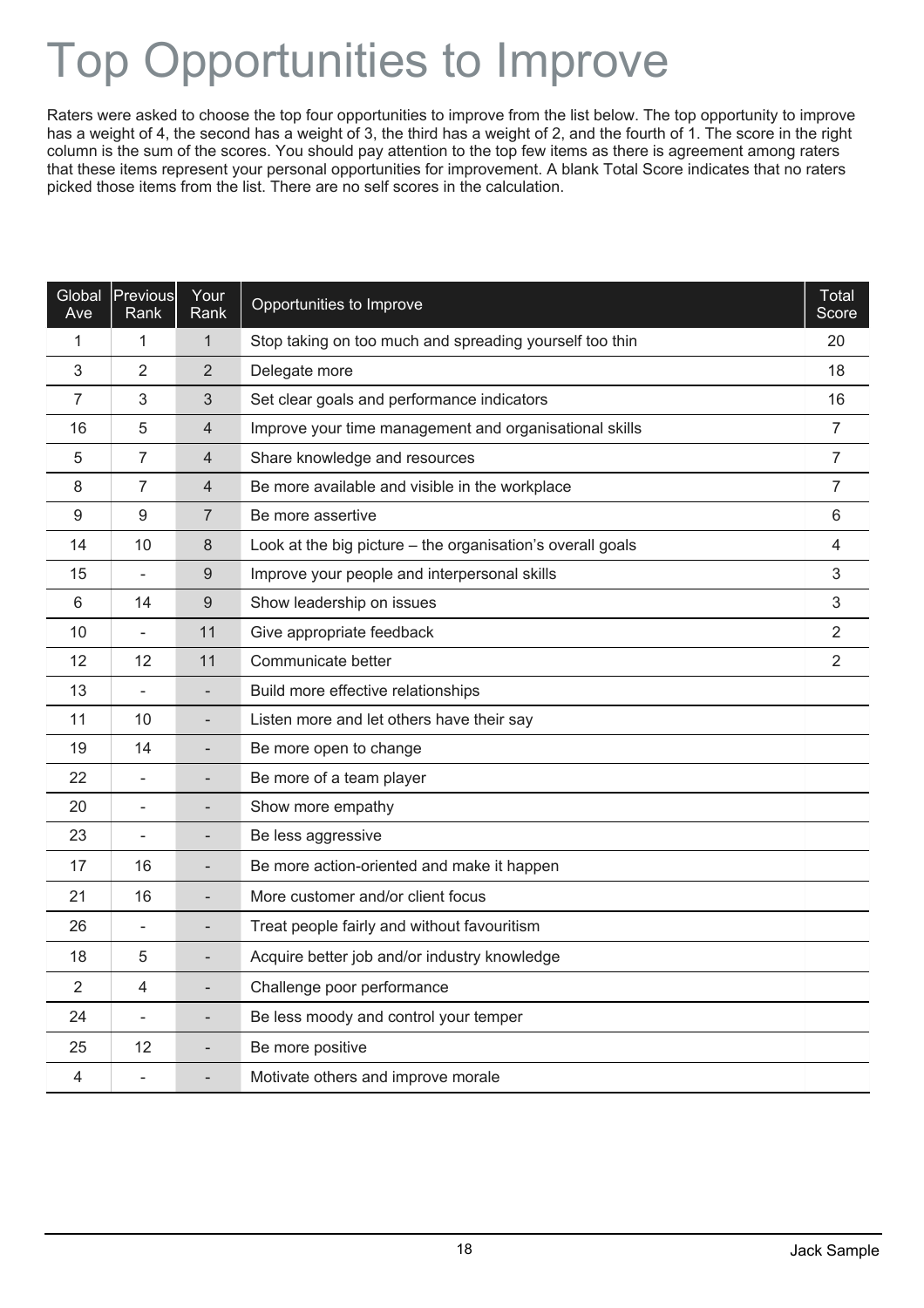# Top Opportunities to Improve

Raters were asked to choose the top four opportunities to improve from the list below. The top opportunity to improve has a weight of 4, the second has a weight of 3, the third has a weight of 2, and the fourth of 1. The score in the right column is the sum of the scores. You should pay attention to the top few items as there is agreement among raters that these items represent your personal opportunities for improvement. A blank Total Score indicates that no raters picked those items from the list. There are no self scores in the calculation.

| Global Ave | Previous Rank | Your Rank | Opportunities to Improve | Total Score |
|---|---|---|---|---|
| 1 | 1 | 1 | Stop taking on too much and spreading yourself too thin | 20 |
| 3 | 2 | 2 | Delegate more | 18 |
| 7 | 3 | 3 | Set clear goals and performance indicators | 16 |
| 16 | 5 | 4 | Improve your time management and organisational skills | 7 |
| 5 | 7 | 4 | Share knowledge and resources | 7 |
| 8 | 7 | 4 | Be more available and visible in the workplace | 7 |
| 9 | 9 | 7 | Be more assertive | 6 |
| 14 | 10 | 8 | Look at the big picture – the organisation's overall goals | 4 |
| 15 | - | 9 | Improve your people and interpersonal skills | 3 |
| 6 | 14 | 9 | Show leadership on issues | 3 |
| 10 | - | 11 | Give appropriate feedback | 2 |
| 12 | 12 | 11 | Communicate better | 2 |
| 13 | - | - | Build more effective relationships | |
| 11 | 10 | - | Listen more and let others have their say | |
| 19 | 14 | - | Be more open to change | |
| 22 | - | - | Be more of a team player | |
| 20 | - | - | Show more empathy | |
| 23 | - | - | Be less aggressive | |
| 17 | 16 | - | Be more action-oriented and make it happen | |
| 21 | 16 | - | More customer and/or client focus | |
| 26 | - | - | Treat people fairly and without favouritism | |
| 18 | 5 | - | Acquire better job and/or industry knowledge | |
| 2 | 4 | - | Challenge poor performance | |
| 24 | - | - | Be less moody and control your temper | |
| 25 | 12 | - | Be more positive | |
| 4 | - | - | Motivate others and improve morale | |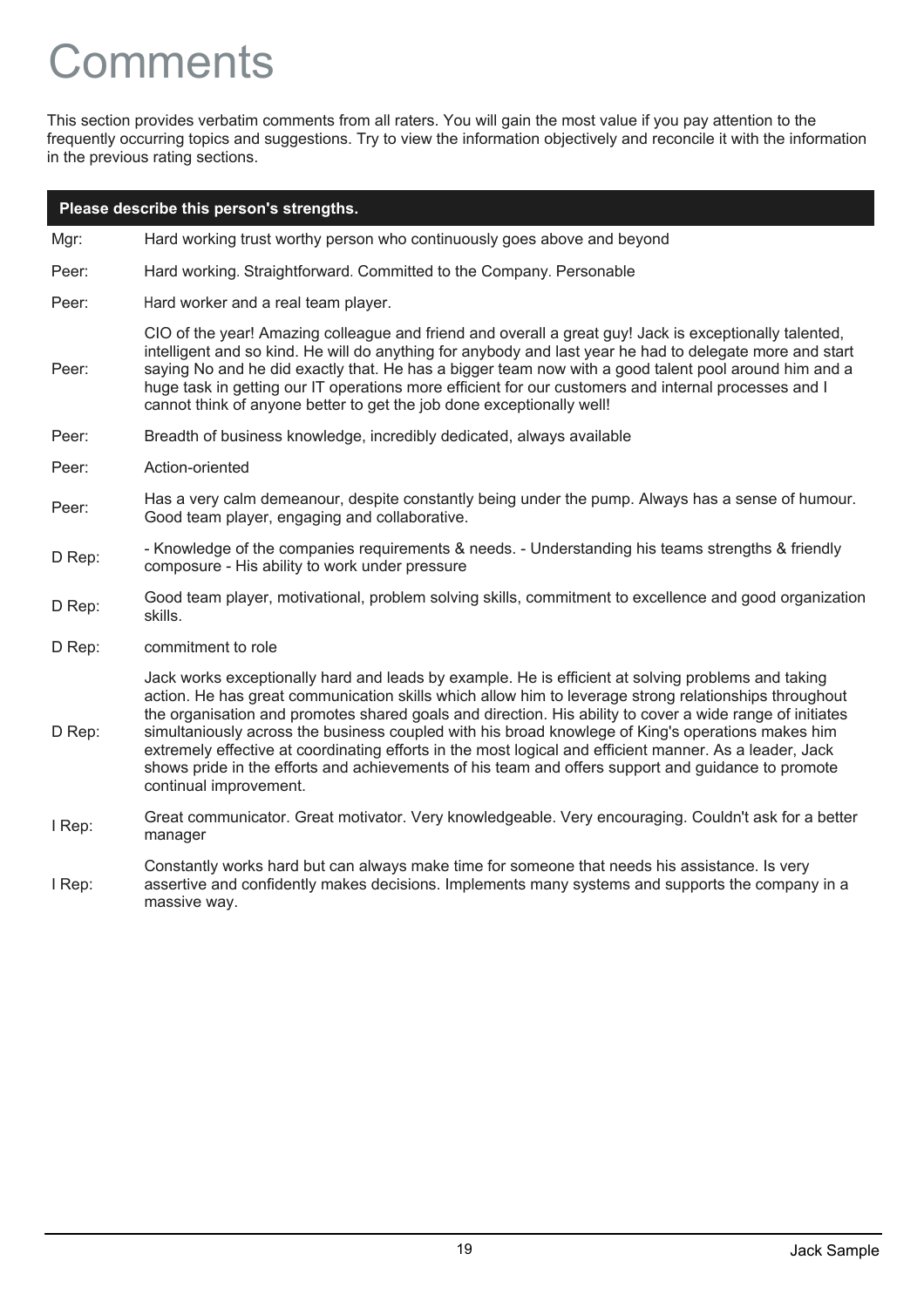# Comments

This section provides verbatim comments from all raters. You will gain the most value if you pay attention to the frequently occurring topics and suggestions. Try to view the information objectively and reconcile it with the information in the previous rating sections.

| Please describe this person's strengths. | |
|---|---|
| Mgr: | Hard working trust worthy person who continuously goes above and beyond |
| Peer: | Hard working. Straightforward. Committed to the Company. Personable |
| Peer: | Hard worker and a real team player. |
| Peer: | CIO of the year! Amazing colleague and friend and overall a great guy! Jack is exceptionally talented, intelligent and so kind. He will do anything for anybody and last year he had to delegate more and start saying No and he did exactly that. He has a bigger team now with a good talent pool around him and a huge task in getting our IT operations more efficient for our customers and internal processes and I cannot think of anyone better to get the job done exceptionally well! |
| Peer: | Breadth of business knowledge, incredibly dedicated, always available |
| Peer: | Action-oriented |
| Peer: | Has a very calm demeanour, despite constantly being under the pump. Always has a sense of humour. Good team player, engaging and collaborative. |
| D Rep: | - Knowledge of the companies requirements & needs. - Understanding his teams strengths & friendly composure - His ability to work under pressure |
| D Rep: | Good team player, motivational, problem solving skills, commitment to excellence and good organization skills. |
| D Rep: | commitment to role |
| D Rep: | Jack works exceptionally hard and leads by example. He is efficient at solving problems and taking action. He has great communication skills which allow him to leverage strong relationships throughout the organisation and promotes shared goals and direction. His ability to cover a wide range of initiates simultaniously across the business coupled with his broad knowlege of King's operations makes him extremely effective at coordinating efforts in the most logical and efficient manner. As a leader, Jack shows pride in the efforts and achievements of his team and offers support and guidance to promote continual improvement. |
| I Rep: | Great communicator. Great motivator. Very knowledgeable. Very encouraging. Couldn't ask for a better manager |
| I Rep: | Constantly works hard but can always make time for someone that needs his assistance. Is very assertive and confidently makes decisions. Implements many systems and supports the company in a massive way. |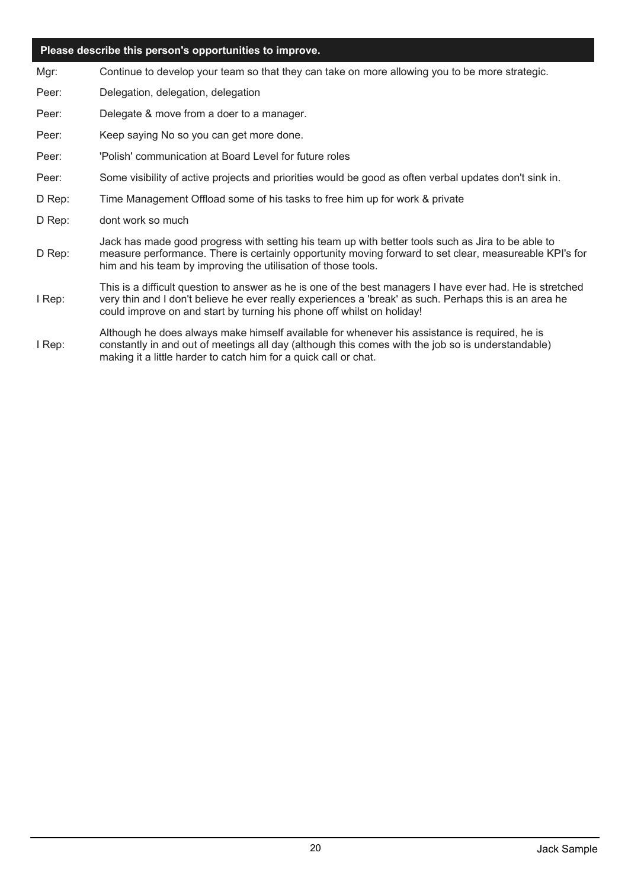| Please describe this person's opportunities to improve. | |
|---|---|
| Mgr: | Continue to develop your team so that they can take on more allowing you to be more strategic. |
| Peer: | Delegation, delegation, delegation |
| Peer: | Delegate & move from a doer to a manager. |
| Peer: | Keep saying No so you can get more done. |
| Peer: | 'Polish' communication at Board Level for future roles |
| Peer: | Some visibility of active projects and priorities would be good as often verbal updates don't sink in. |
| D Rep: | Time Management Offload some of his tasks to free him up for work & private |
| D Rep: | dont work so much |
| D Rep: | Jack has made good progress with setting his team up with better tools such as Jira to be able to measure performance. There is certainly opportunity moving forward to set clear, measureable KPI's for him and his team by improving the utilisation of those tools. |
| I Rep: | This is a difficult question to answer as he is one of the best managers I have ever had. He is stretched very thin and I don't believe he ever really experiences a 'break' as such. Perhaps this is an area he could improve on and start by turning his phone off whilst on holiday! |
| I Rep: | Although he does always make himself available for whenever his assistance is required, he is constantly in and out of meetings all day (although this comes with the job so is understandable) making it a little harder to catch him for a quick call or chat. |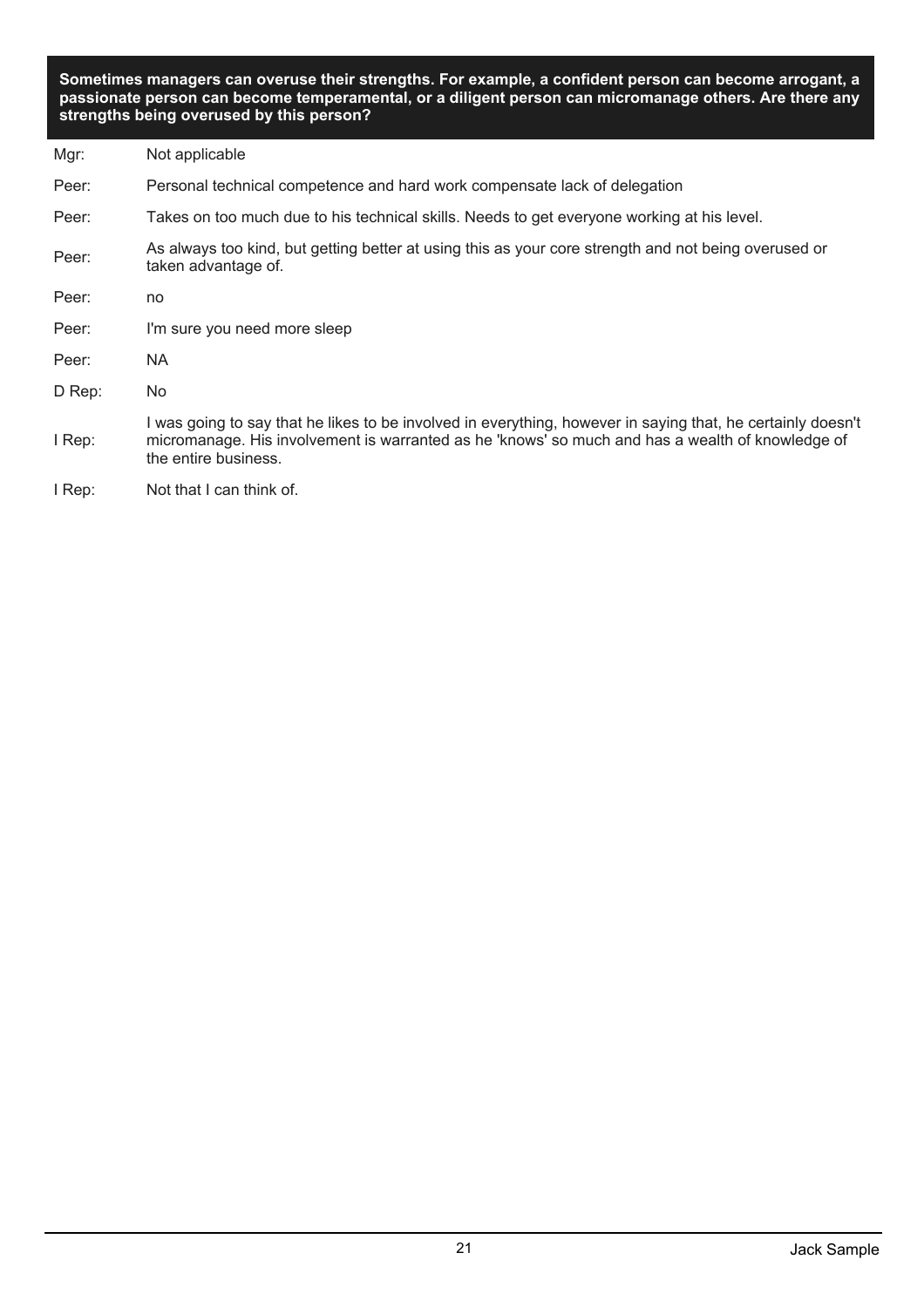**Sometimes managers can overuse their strengths. For example, a confident person can become arrogant, a passionate person can become temperamental, or a diligent person can micromanage others. Are there any strengths being overused by this person?**

| | |
|---|---|
| Mgr: | Not applicable |
| Peer: | Personal technical competence and hard work compensate lack of delegation |
| Peer: | Takes on too much due to his technical skills. Needs to get everyone working at his level. |
| Peer: | As always too kind, but getting better at using this as your core strength and not being overused or taken advantage of. |
| Peer: | no |
| Peer: | I'm sure you need more sleep |
| Peer: | NA |
| D Rep: | No |
| I Rep: | I was going to say that he likes to be involved in everything, however in saying that, he certainly doesn't micromanage. His involvement is warranted as he 'knows' so much and has a wealth of knowledge of the entire business. |
| I Rep: | Not that I can think of. |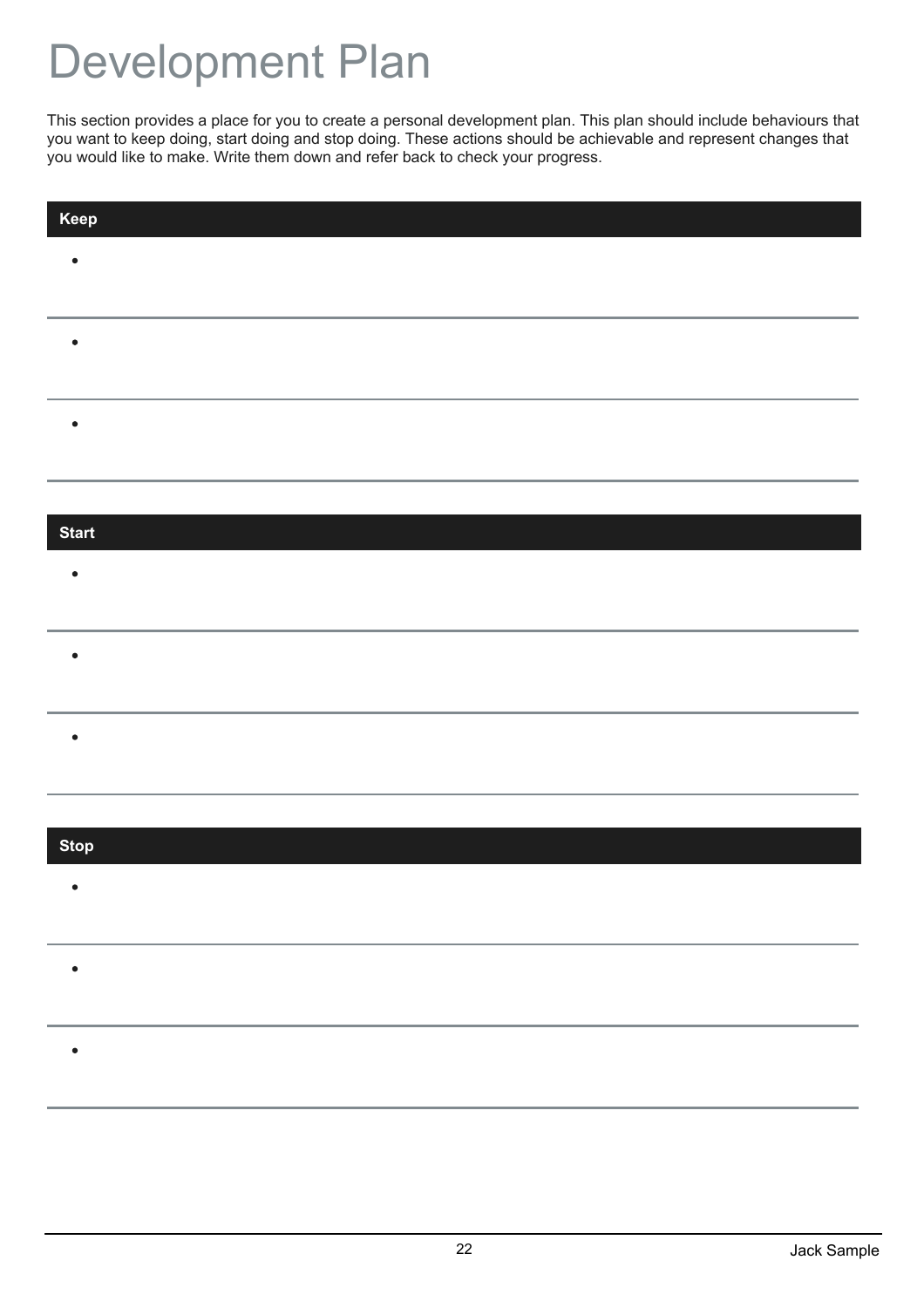# Development Plan

This section provides a place for you to create a personal development plan. This plan should include behaviours that you want to keep doing, start doing and stop doing. These actions should be achievable and represent changes that you would like to make. Write them down and refer back to check your progress.

## Keep

- 

---

- 

---

- 

---

## Start

- 

---

- 

---

- 

---

## Stop

- 

---

- 

---

- 

---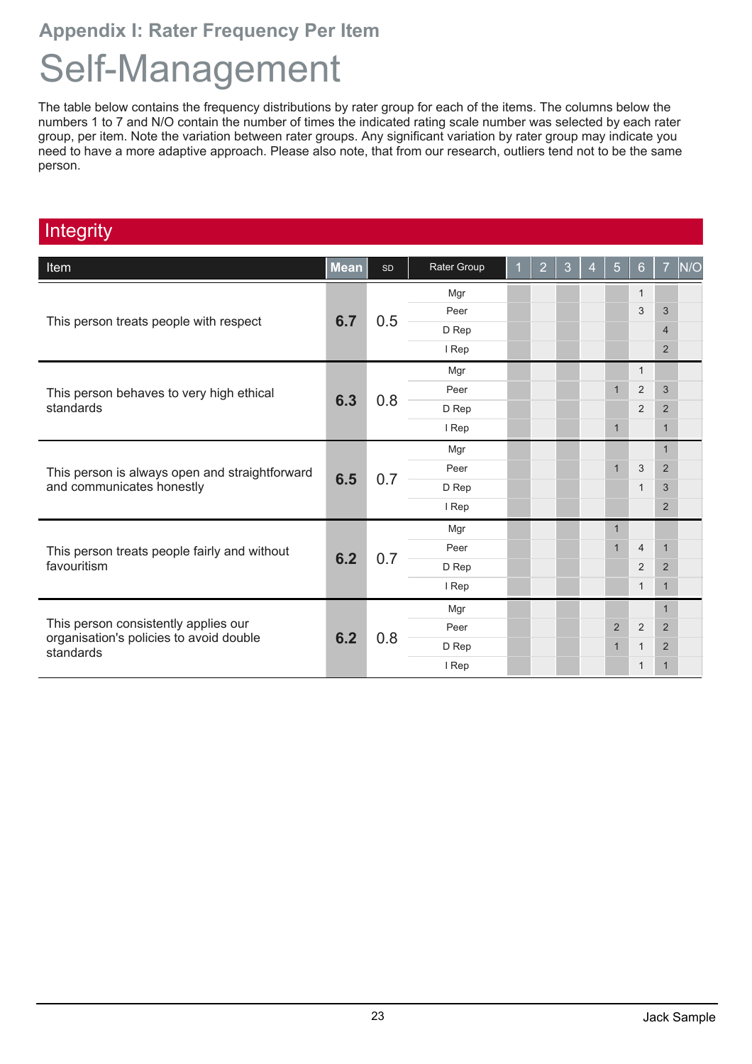## Appendix I: Rater Frequency Per Item

# Self-Management

The table below contains the frequency distributions by rater group for each of the items. The columns below the numbers 1 to 7 and N/O contain the number of times the indicated rating scale number was selected by each rater group, per item. Note the variation between rater groups. Any significant variation by rater group may indicate you need to have a more adaptive approach. Please also note, that from our research, outliers tend not to be the same person.

### Integrity

| Item | Mean | SD | Rater Group | 1 | 2 | 3 | 4 | 5 | 6 | 7 | N/O |
|---|---|---|---|---|---|---|---|---|---|---|---|
| This person treats people with respect | 6.7 | 0.5 | Mgr | | | | | | 1 | | |
| | | | Peer | | | | | | 3 | 3 | |
| | | | D Rep | | | | | | | 4 | |
| | | | I Rep | | | | | | | 2 | |
| This person behaves to very high ethical standards | 6.3 | 0.8 | Mgr | | | | | | 1 | | |
| | | | Peer | | | | | 1 | 2 | 3 | |
| | | | D Rep | | | | | | 2 | 2 | |
| | | | I Rep | | | | | 1 | | 1 | |
| This person is always open and straightforward and communicates honestly | 6.5 | 0.7 | Mgr | | | | | | | 1 | |
| | | | Peer | | | | | 1 | 3 | 2 | |
| | | | D Rep | | | | | | 1 | 3 | |
| | | | I Rep | | | | | | | 2 | |
| This person treats people fairly and without favouritism | 6.2 | 0.7 | Mgr | | | | | 1 | | | |
| | | | Peer | | | | | 1 | 4 | 1 | |
| | | | D Rep | | | | | | 2 | 2 | |
| | | | I Rep | | | | | | 1 | 1 | |
| This person consistently applies our organisation's policies to avoid double standards | 6.2 | 0.8 | Mgr | | | | | | | 1 | |
| | | | Peer | | | | | 2 | 2 | 2 | |
| | | | D Rep | | | | | 1 | 1 | 2 | |
| | | | I Rep | | | | | | 1 | 1 | |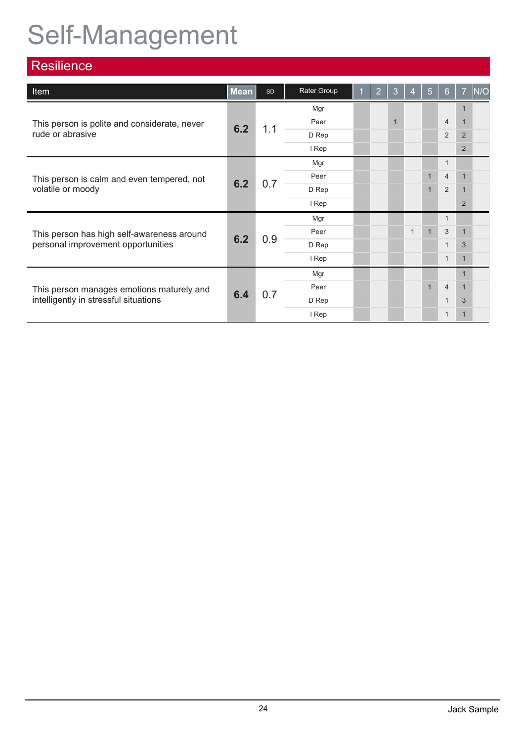# Self-Management

## Resilience

| Item | Mean | SD | Rater Group | 1 | 2 | 3 | 4 | 5 | 6 | 7 | N/O |
|---|---|---|---|---|---|---|---|---|---|---|---|
| This person is polite and considerate, never rude or abrasive | 6.2 | 1.1 | Mgr | | | | | | | 1 | |
| | | | Peer | | | 1 | | | 4 | 1 | |
| | | | D Rep | | | | | | 2 | 2 | |
| | | | I Rep | | | | | | | 2 | |
| This person is calm and even tempered, not volatile or moody | 6.2 | 0.7 | Mgr | | | | | | 1 | | |
| | | | Peer | | | | | 1 | 4 | 1 | |
| | | | D Rep | | | | | 1 | 2 | 1 | |
| | | | I Rep | | | | | | | 2 | |
| This person has high self-awareness around personal improvement opportunities | 6.2 | 0.9 | Mgr | | | | | | 1 | | |
| | | | Peer | | | | 1 | 1 | 3 | 1 | |
| | | | D Rep | | | | | | 1 | 3 | |
| | | | I Rep | | | | | | 1 | 1 | |
| This person manages emotions maturely and intelligently in stressful situations | 6.4 | 0.7 | Mgr | | | | | | | 1 | |
| | | | Peer | | | | | 1 | 4 | 1 | |
| | | | D Rep | | | | | | 1 | 3 | |
| | | | I Rep | | | | | | 1 | 1 | |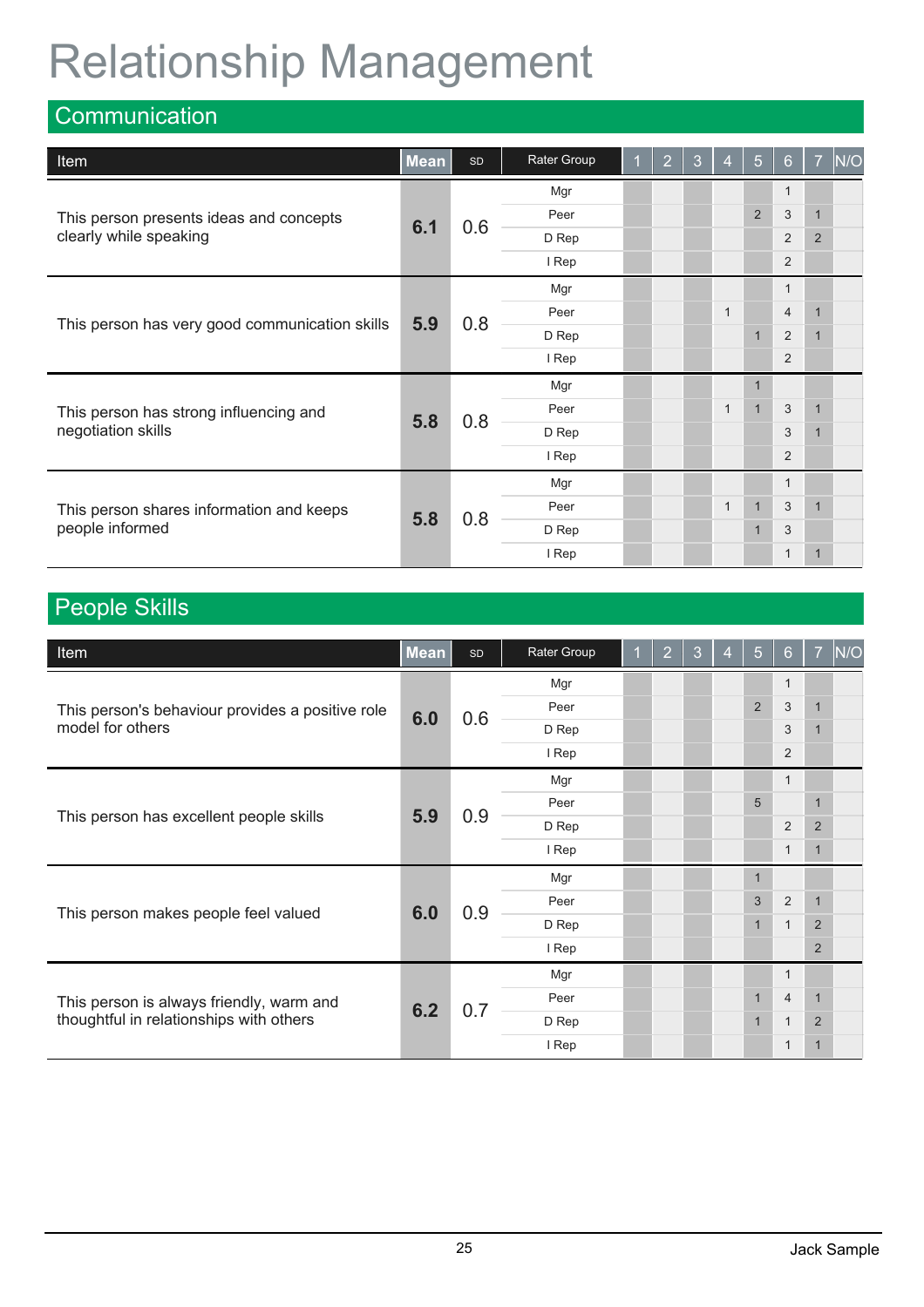# Relationship Management

## Communication

| Item | Mean | SD | Rater Group | 1 | 2 | 3 | 4 | 5 | 6 | 7 | N/O |
|---|---|---|---|---|---|---|---|---|---|---|---|
| This person presents ideas and concepts clearly while speaking | 6.1 | 0.6 | Mgr | | | | | | 1 | | |
| | | | Peer | | | | | 2 | 3 | 1 | |
| | | | D Rep | | | | | | 2 | 2 | |
| | | | I Rep | | | | | | 2 | | |
| This person has very good communication skills | 5.9 | 0.8 | Mgr | | | | | | 1 | | |
| | | | Peer | | | | 1 | | 4 | 1 | |
| | | | D Rep | | | | | 1 | 2 | 1 | |
| | | | I Rep | | | | | | 2 | | |
| This person has strong influencing and negotiation skills | 5.8 | 0.8 | Mgr | | | | | 1 | | | |
| | | | Peer | | | | 1 | 1 | 3 | 1 | |
| | | | D Rep | | | | | | 3 | 1 | |
| | | | I Rep | | | | | | 2 | | |
| This person shares information and keeps people informed | 5.8 | 0.8 | Mgr | | | | | | 1 | | |
| | | | Peer | | | | 1 | 1 | 3 | 1 | |
| | | | D Rep | | | | | 1 | 3 | | |
| | | | I Rep | | | | | | 1 | 1 | |

## People Skills

| Item | Mean | SD | Rater Group | 1 | 2 | 3 | 4 | 5 | 6 | 7 | N/O |
|---|---|---|---|---|---|---|---|---|---|---|---|
| This person's behaviour provides a positive role model for others | 6.0 | 0.6 | Mgr | | | | | | 1 | | |
| | | | Peer | | | | | 2 | 3 | 1 | |
| | | | D Rep | | | | | | 3 | 1 | |
| | | | I Rep | | | | | | 2 | | |
| This person has excellent people skills | 5.9 | 0.9 | Mgr | | | | | | 1 | | |
| | | | Peer | | | | | 5 | | 1 | |
| | | | D Rep | | | | | | 2 | 2 | |
| | | | I Rep | | | | | | 1 | 1 | |
| This person makes people feel valued | 6.0 | 0.9 | Mgr | | | | | 1 | | | |
| | | | Peer | | | | | 3 | 2 | 1 | |
| | | | D Rep | | | | | 1 | 1 | 2 | |
| | | | I Rep | | | | | | | 2 | |
| This person is always friendly, warm and thoughtful in relationships with others | 6.2 | 0.7 | Mgr | | | | | | 1 | | |
| | | | Peer | | | | | 1 | 4 | 1 | |
| | | | D Rep | | | | | 1 | 1 | 2 | |
| | | | I Rep | | | | | | 1 | 1 | |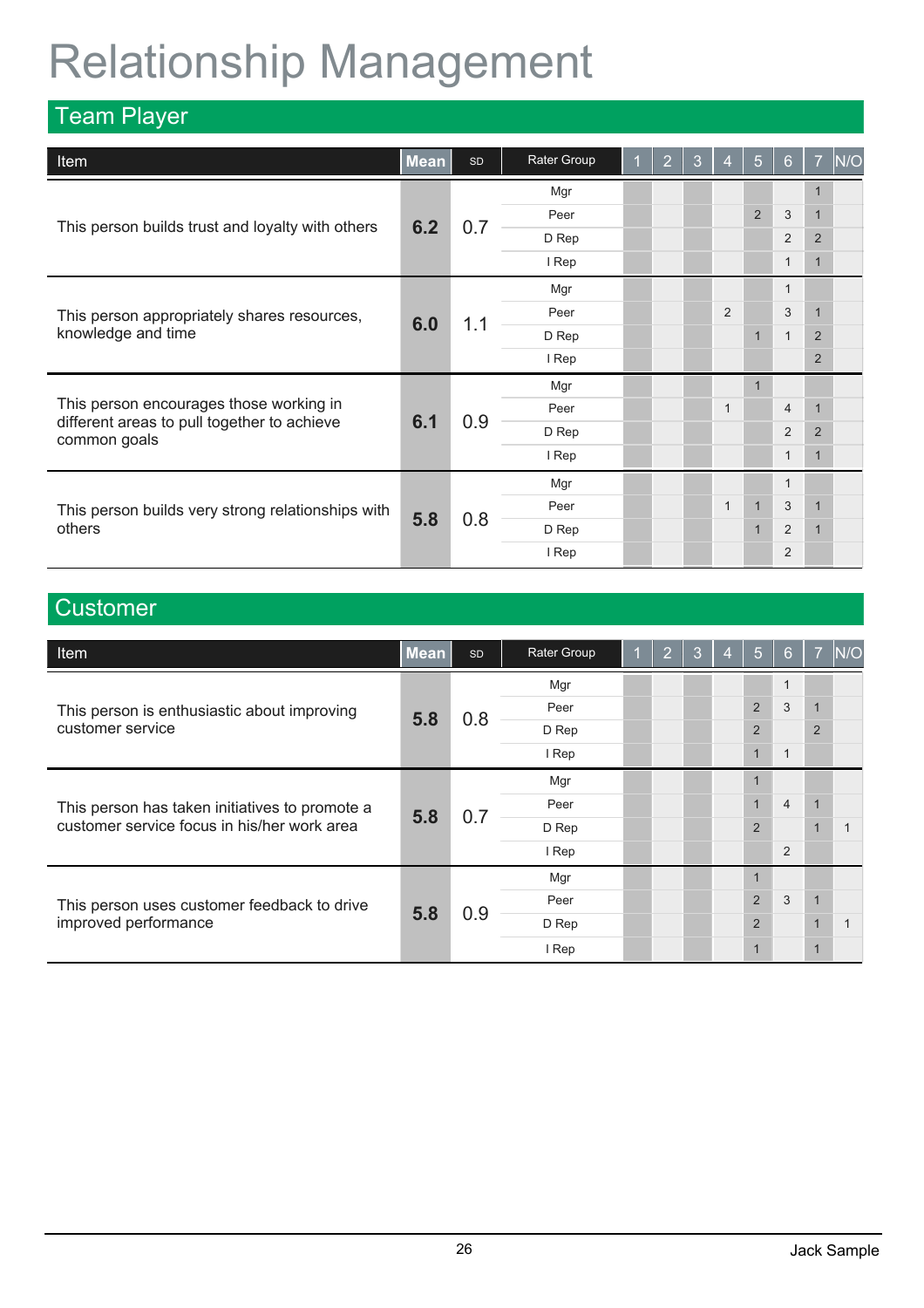# Relationship Management

## Team Player

| Item | Mean | SD | Rater Group | 1 | 2 | 3 | 4 | 5 | 6 | 7 | N/O |
|---|---|---|---|---|---|---|---|---|---|---|---|
| This person builds trust and loyalty with others | 6.2 | 0.7 | Mgr | | | | | | | 1 | |
| | | | Peer | | | | | 2 | 3 | 1 | |
| | | | D Rep | | | | | | 2 | 2 | |
| | | | I Rep | | | | | | 1 | 1 | |
| This person appropriately shares resources, knowledge and time | 6.0 | 1.1 | Mgr | | | | | | 1 | | |
| | | | Peer | | | | 2 | | 3 | 1 | |
| | | | D Rep | | | | | 1 | 1 | 2 | |
| | | | I Rep | | | | | | | 2 | |
| This person encourages those working in different areas to pull together to achieve common goals | 6.1 | 0.9 | Mgr | | | | | 1 | | | |
| | | | Peer | | | | 1 | | 4 | 1 | |
| | | | D Rep | | | | | | 2 | 2 | |
| | | | I Rep | | | | | | 1 | 1 | |
| This person builds very strong relationships with others | 5.8 | 0.8 | Mgr | | | | | | 1 | | |
| | | | Peer | | | | 1 | 1 | 3 | 1 | |
| | | | D Rep | | | | | 1 | 2 | 1 | |
| | | | I Rep | | | | | | 2 | | |

## Customer

| Item | Mean | SD | Rater Group | 1 | 2 | 3 | 4 | 5 | 6 | 7 | N/O |
|---|---|---|---|---|---|---|---|---|---|---|---|
| This person is enthusiastic about improving customer service | 5.8 | 0.8 | Mgr | | | | | | 1 | | |
| | | | Peer | | | | | 2 | 3 | 1 | |
| | | | D Rep | | | | | 2 | | 2 | |
| | | | I Rep | | | | | 1 | 1 | | |
| This person has taken initiatives to promote a customer service focus in his/her work area | 5.8 | 0.7 | Mgr | | | | | 1 | | | |
| | | | Peer | | | | | 1 | 4 | 1 | |
| | | | D Rep | | | | | 2 | | 1 | 1 |
| | | | I Rep | | | | | | 2 | | |
| This person uses customer feedback to drive improved performance | 5.8 | 0.9 | Mgr | | | | | 1 | | | |
| | | | Peer | | | | | 2 | 3 | 1 | |
| | | | D Rep | | | | | 2 | | 1 | 1 |
| | | | I Rep | | | | | 1 | | 1 | |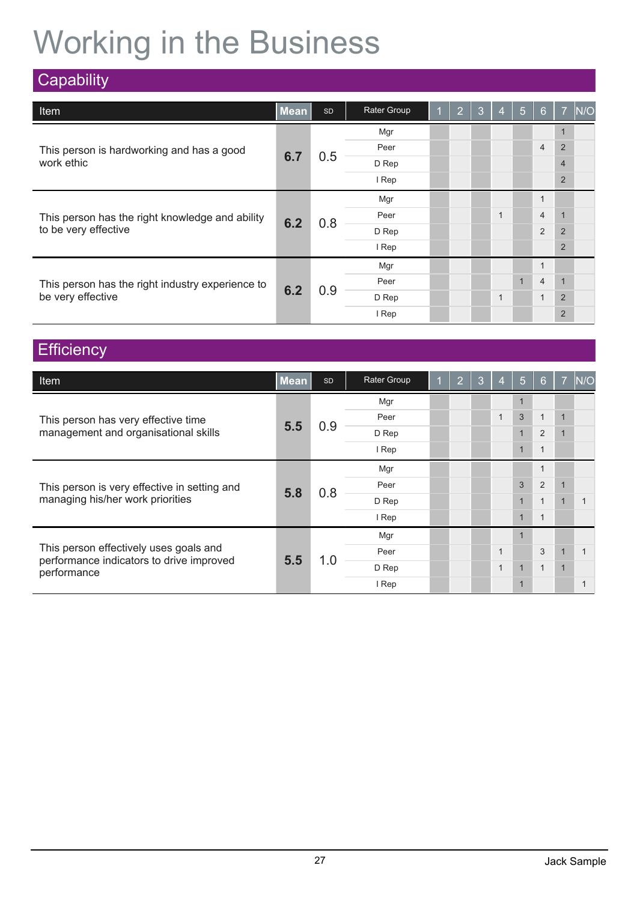# Working in the Business

## Capability

| Item | Mean | SD | Rater Group | 1 | 2 | 3 | 4 | 5 | 6 | 7 | N/O |
|---|---|---|---|---|---|---|---|---|---|---|---|
| This person is hardworking and has a good work ethic | 6.7 | 0.5 | Mgr | | | | | | | 1 | |
| | | | Peer | | | | | | 4 | 2 | |
| | | | D Rep | | | | | | | 4 | |
| | | | I Rep | | | | | | | 2 | |
| This person has the right knowledge and ability to be very effective | 6.2 | 0.8 | Mgr | | | | | | 1 | | |
| | | | Peer | | | | 1 | | 4 | 1 | |
| | | | D Rep | | | | | | 2 | 2 | |
| | | | I Rep | | | | | | | 2 | |
| This person has the right industry experience to be very effective | 6.2 | 0.9 | Mgr | | | | | | 1 | | |
| | | | Peer | | | | | 1 | 4 | 1 | |
| | | | D Rep | | | | 1 | | 1 | 2 | |
| | | | I Rep | | | | | | | 2 | |

## Efficiency

| Item | Mean | SD | Rater Group | 1 | 2 | 3 | 4 | 5 | 6 | 7 | N/O |
|---|---|---|---|---|---|---|---|---|---|---|---|
| This person has very effective time management and organisational skills | 5.5 | 0.9 | Mgr | | | | | 1 | | | |
| | | | Peer | | | | 1 | 3 | 1 | 1 | |
| | | | D Rep | | | | | 1 | 2 | 1 | |
| | | | I Rep | | | | | 1 | 1 | | |
| This person is very effective in setting and managing his/her work priorities | 5.8 | 0.8 | Mgr | | | | | | 1 | | |
| | | | Peer | | | | | 3 | 2 | 1 | |
| | | | D Rep | | | | | 1 | 1 | 1 | 1 |
| | | | I Rep | | | | | 1 | 1 | | |
| This person effectively uses goals and performance indicators to drive improved performance | 5.5 | 1.0 | Mgr | | | | | 1 | | | |
| | | | Peer | | | | 1 | | 3 | 1 | 1 |
| | | | D Rep | | | | 1 | 1 | 1 | 1 | |
| | | | I Rep | | | | | 1 | | | 1 |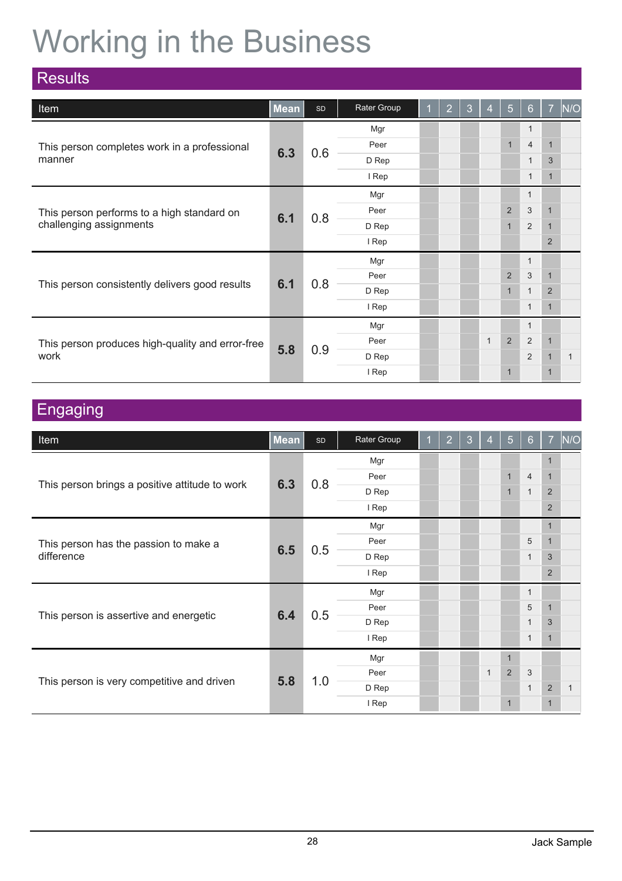# Working in the Business

## Results

| Item | Mean | SD | Rater Group | 1 | 2 | 3 | 4 | 5 | 6 | 7 | N/O |
|---|---|---|---|---|---|---|---|---|---|---|---|
| This person completes work in a professional manner | 6.3 | 0.6 | Mgr | | | | | | 1 | | |
| | | | Peer | | | | | 1 | 4 | 1 | |
| | | | D Rep | | | | | | 1 | 3 | |
| | | | I Rep | | | | | | 1 | 1 | |
| This person performs to a high standard on challenging assignments | 6.1 | 0.8 | Mgr | | | | | | 1 | | |
| | | | Peer | | | | | 2 | 3 | 1 | |
| | | | D Rep | | | | | 1 | 2 | 1 | |
| | | | I Rep | | | | | | | 2 | |
| This person consistently delivers good results | 6.1 | 0.8 | Mgr | | | | | | 1 | | |
| | | | Peer | | | | | 2 | 3 | 1 | |
| | | | D Rep | | | | | 1 | 1 | 2 | |
| | | | I Rep | | | | | | 1 | 1 | |
| This person produces high-quality and error-free work | 5.8 | 0.9 | Mgr | | | | | | 1 | | |
| | | | Peer | | | | 1 | 2 | 2 | 1 | |
| | | | D Rep | | | | | | 2 | 1 | 1 |
| | | | I Rep | | | | | 1 | | 1 | |

## Engaging

| Item | Mean | SD | Rater Group | 1 | 2 | 3 | 4 | 5 | 6 | 7 | N/O |
|---|---|---|---|---|---|---|---|---|---|---|---|
| This person brings a positive attitude to work | 6.3 | 0.8 | Mgr | | | | | | | 1 | |
| | | | Peer | | | | | 1 | 4 | 1 | |
| | | | D Rep | | | | | 1 | 1 | 2 | |
| | | | I Rep | | | | | | | 2 | |
| This person has the passion to make a difference | 6.5 | 0.5 | Mgr | | | | | | | 1 | |
| | | | Peer | | | | | | 5 | 1 | |
| | | | D Rep | | | | | | 1 | 3 | |
| | | | I Rep | | | | | | | 2 | |
| This person is assertive and energetic | 6.4 | 0.5 | Mgr | | | | | | 1 | | |
| | | | Peer | | | | | | 5 | 1 | |
| | | | D Rep | | | | | | 1 | 3 | |
| | | | I Rep | | | | | | 1 | 1 | |
| This person is very competitive and driven | 5.8 | 1.0 | Mgr | | | | | 1 | | | |
| | | | Peer | | | | 1 | 2 | 3 | | |
| | | | D Rep | | | | | | 1 | 2 | 1 |
| | | | I Rep | | | | | 1 | | 1 | |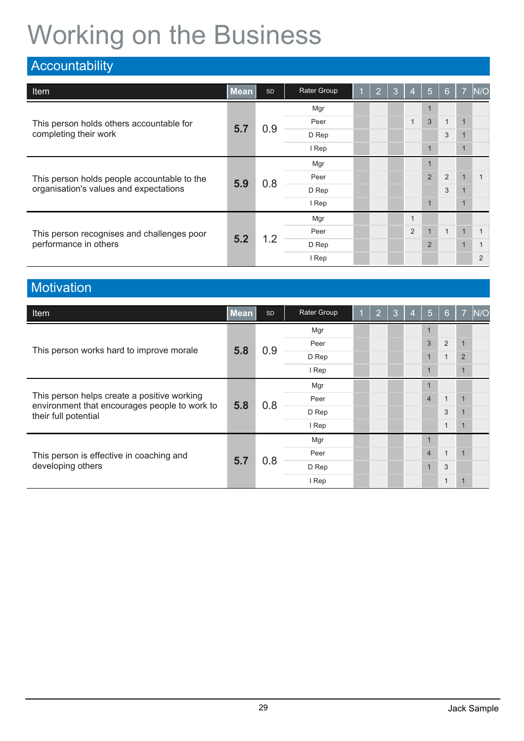# Working on the Business

## Accountability

| Item | Mean | SD | Rater Group | 1 | 2 | 3 | 4 | 5 | 6 | 7 | N/O |
|---|---|---|---|---|---|---|---|---|---|---|---|
| This person holds others accountable for completing their work | 5.7 | 0.9 | Mgr | | | | | 1 | | | |
| | | | Peer | | | | 1 | 3 | 1 | 1 | |
| | | | D Rep | | | | | | 3 | 1 | |
| | | | I Rep | | | | | 1 | | 1 | |
| This person holds people accountable to the organisation's values and expectations | 5.9 | 0.8 | Mgr | | | | | 1 | | | |
| | | | Peer | | | | | 2 | 2 | 1 | 1 |
| | | | D Rep | | | | | | 3 | 1 | |
| | | | I Rep | | | | | 1 | | 1 | |
| This person recognises and challenges poor performance in others | 5.2 | 1.2 | Mgr | | | | 1 | | | | |
| | | | Peer | | | | 2 | 1 | 1 | 1 | 1 |
| | | | D Rep | | | | | 2 | | 1 | 1 |
| | | | I Rep | | | | | | | | 2 |

## Motivation

| Item | Mean | SD | Rater Group | 1 | 2 | 3 | 4 | 5 | 6 | 7 | N/O |
|---|---|---|---|---|---|---|---|---|---|---|---|
| This person works hard to improve morale | 5.8 | 0.9 | Mgr | | | | | 1 | | | |
| | | | Peer | | | | | 3 | 2 | 1 | |
| | | | D Rep | | | | | 1 | 1 | 2 | |
| | | | I Rep | | | | | 1 | | 1 | |
| This person helps create a positive working environment that encourages people to work to their full potential | 5.8 | 0.8 | Mgr | | | | | 1 | | | |
| | | | Peer | | | | | 4 | 1 | 1 | |
| | | | D Rep | | | | | | 3 | 1 | |
| | | | I Rep | | | | | | 1 | 1 | |
| This person is effective in coaching and developing others | 5.7 | 0.8 | Mgr | | | | | 1 | | | |
| | | | Peer | | | | | 4 | 1 | 1 | |
| | | | D Rep | | | | | 1 | 3 | | |
| | | | I Rep | | | | | | 1 | 1 | |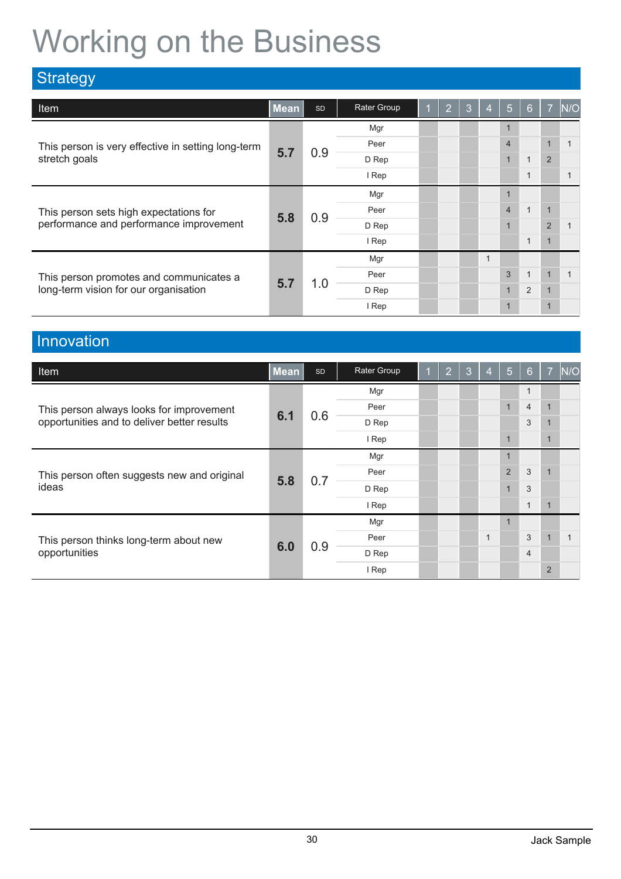# Working on the Business

## Strategy

| Item | Mean | SD | Rater Group | 1 | 2 | 3 | 4 | 5 | 6 | 7 | N/O |
|---|---|---|---|---|---|---|---|---|---|---|---|
| This person is very effective in setting long-term stretch goals | 5.7 | 0.9 | Mgr | | | | | 1 | | | |
| | | | Peer | | | | | 4 | | 1 | 1 |
| | | | D Rep | | | | | 1 | 1 | 2 | |
| | | | I Rep | | | | | | 1 | | 1 |
| This person sets high expectations for performance and performance improvement | 5.8 | 0.9 | Mgr | | | | | 1 | | | |
| | | | Peer | | | | | 4 | 1 | 1 | |
| | | | D Rep | | | | | 1 | | 2 | 1 |
| | | | I Rep | | | | | | 1 | 1 | |
| This person promotes and communicates a long-term vision for our organisation | 5.7 | 1.0 | Mgr | | | | 1 | | | | |
| | | | Peer | | | | | 3 | 1 | 1 | 1 |
| | | | D Rep | | | | | 1 | 2 | 1 | |
| | | | I Rep | | | | | 1 | | 1 | |

## Innovation

| Item | Mean | SD | Rater Group | 1 | 2 | 3 | 4 | 5 | 6 | 7 | N/O |
|---|---|---|---|---|---|---|---|---|---|---|---|
| This person always looks for improvement opportunities and to deliver better results | 6.1 | 0.6 | Mgr | | | | | | 1 | | |
| | | | Peer | | | | | 1 | 4 | 1 | |
| | | | D Rep | | | | | | 3 | 1 | |
| | | | I Rep | | | | | 1 | | 1 | |
| This person often suggests new and original ideas | 5.8 | 0.7 | Mgr | | | | | 1 | | | |
| | | | Peer | | | | | 2 | 3 | 1 | |
| | | | D Rep | | | | | 1 | 3 | | |
| | | | I Rep | | | | | | 1 | 1 | |
| This person thinks long-term about new opportunities | 6.0 | 0.9 | Mgr | | | | | 1 | | | |
| | | | Peer | | | | 1 | | 3 | 1 | 1 |
| | | | D Rep | | | | | | 4 | | |
| | | | I Rep | | | | | | | 2 | |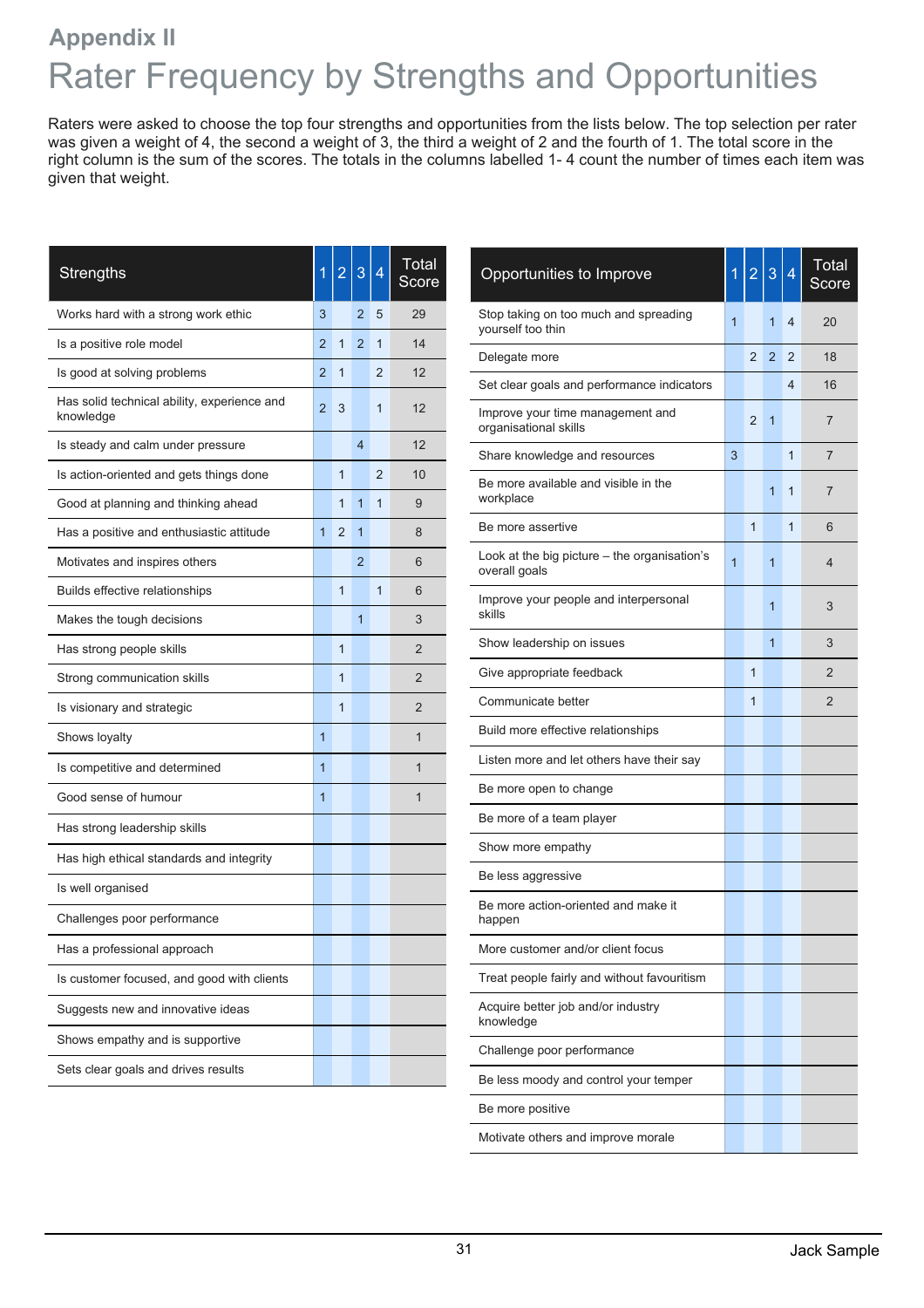## Appendix II

# Rater Frequency by Strengths and Opportunities

Raters were asked to choose the top four strengths and opportunities from the lists below. The top selection per rater was given a weight of 4, the second a weight of 3, the third a weight of 2 and the fourth of 1. The total score in the right column is the sum of the scores. The totals in the columns labelled 1- 4 count the number of times each item was given that weight.

| Strengths | 1 | 2 | 3 | 4 | Total Score |
|---|---|---|---|---|---|
| Works hard with a strong work ethic | 3 | | 2 | 5 | 29 |
| Is a positive role model | 2 | 1 | 2 | 1 | 14 |
| Is good at solving problems | 2 | 1 | | 2 | 12 |
| Has solid technical ability, experience and knowledge | 2 | 3 | | 1 | 12 |
| Is steady and calm under pressure | | | 4 | | 12 |
| Is action-oriented and gets things done | | 1 | | 2 | 10 |
| Good at planning and thinking ahead | | 1 | 1 | 1 | 9 |
| Has a positive and enthusiastic attitude | 1 | 2 | 1 | | 8 |
| Motivates and inspires others | | | 2 | | 6 |
| Builds effective relationships | | 1 | | 1 | 6 |
| Makes the tough decisions | | | 1 | | 3 |
| Has strong people skills | | 1 | | | 2 |
| Strong communication skills | | 1 | | | 2 |
| Is visionary and strategic | | 1 | | | 2 |
| Shows loyalty | 1 | | | | 1 |
| Is competitive and determined | 1 | | | | 1 |
| Good sense of humour | 1 | | | | 1 |
| Has strong leadership skills | | | | | |
| Has high ethical standards and integrity | | | | | |
| Is well organised | | | | | |
| Challenges poor performance | | | | | |
| Has a professional approach | | | | | |
| Is customer focused, and good with clients | | | | | |
| Suggests new and innovative ideas | | | | | |
| Shows empathy and is supportive | | | | | |
| Sets clear goals and drives results | | | | | |

| Opportunities to Improve | 1 | 2 | 3 | 4 | Total Score |
|---|---|---|---|---|---|
| Stop taking on too much and spreading yourself too thin | 1 | | 1 | 4 | 20 |
| Delegate more | | 2 | 2 | 2 | 18 |
| Set clear goals and performance indicators | | | | 4 | 16 |
| Improve your time management and organisational skills | | 2 | 1 | | 7 |
| Share knowledge and resources | 3 | | | 1 | 7 |
| Be more available and visible in the workplace | | | 1 | 1 | 7 |
| Be more assertive | | 1 | | 1 | 6 |
| Look at the big picture – the organisation's overall goals | 1 | | 1 | | 4 |
| Improve your people and interpersonal skills | | | 1 | | 3 |
| Show leadership on issues | | | 1 | | 3 |
| Give appropriate feedback | | 1 | | | 2 |
| Communicate better | | 1 | | | 2 |
| Build more effective relationships | | | | | |
| Listen more and let others have their say | | | | | |
| Be more open to change | | | | | |
| Be more of a team player | | | | | |
| Show more empathy | | | | | |
| Be less aggressive | | | | | |
| Be more action-oriented and make it happen | | | | | |
| More customer and/or client focus | | | | | |
| Treat people fairly and without favouritism | | | | | |
| Acquire better job and/or industry knowledge | | | | | |
| Challenge poor performance | | | | | |
| Be less moody and control your temper | | | | | |
| Be more positive | | | | | |
| Motivate others and improve morale | | | | | |